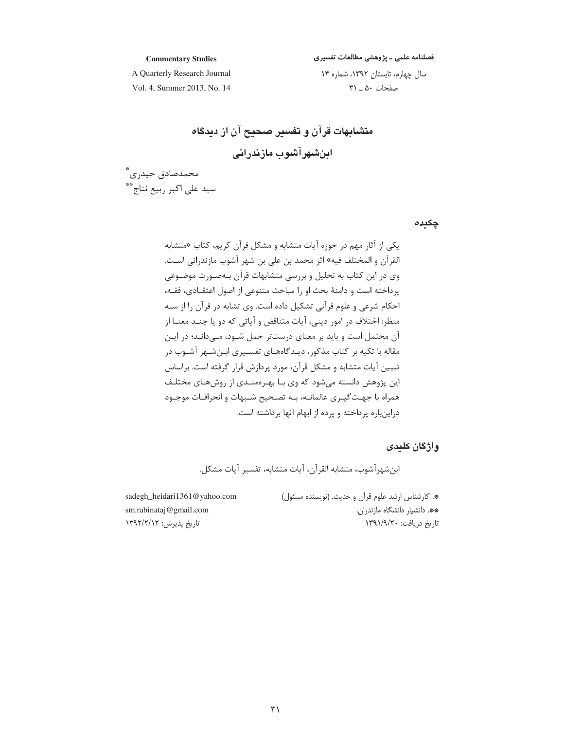# متشابهات قرآن و تفسیر صحیح آن از دیدگاه ابن‌شهرآشوب مازندرانی

محمدصادق حیدری*

سید علی اکبر ربیع نتاج**

## چکیده

یکی از آثار مهم در حوزه آیات متشابه و مشکل قرآن کریم، کتاب «متشابه القرآن و المختلف فیه» اثر محمد بن علی بن شهر آشوب مازندرانی است. وی در این کتاب به تحلیل و بررسی متشابهات قرآن به‌صورت موضوعی پرداخته است و دامنهٔ بحث او را مباحث متنوعی از اصول اعتقادی، فقه، احکام شرعی و علوم قرآنی تشکیل داده است. وی تشابه در قرآن را از سه منظر: اختلاف در امور دینی، آیات متناقض و آیاتی که دو یا چند معنا از آن محتمل است و باید بر معنای درست‌تر حمل شود، می‌داند؛ در این مقاله با تکیه بر کتاب مذکور، دیدگاه‌های تفسیری ابن‌شهر آشوب در تبیین آیات متشابه و مشکل قرآن، مورد پردازش قرار گرفته است. براساس این پژوهش دانسته می‌شود که وی با بهره‌مندی از روش‌های مختلف همراه با جهت‌گیری عالمانه، به تصحیح شبهات و انحرافات موجود دراین‌باره پرداخته و پرده از ابهام آنها برداشته است.

## واژگان کلیدی

ابن‌شهرآشوب، متشابه القرآن، آیات متشابه، تفسیر آیات مشکل.

---

*. کارشناس ارشد علوم قرآن و حدیث. (نویسنده مسئول) sadegh_heidari1361@yahoo.com

**. دانشیار دانشگاه مازندران. sm.rabinataj@gmail.com

تاریخ دریافت: ۱۳۹۱/۹/۲۰ تاریخ پذیرش: ۱۳۹۲/۲/۱۲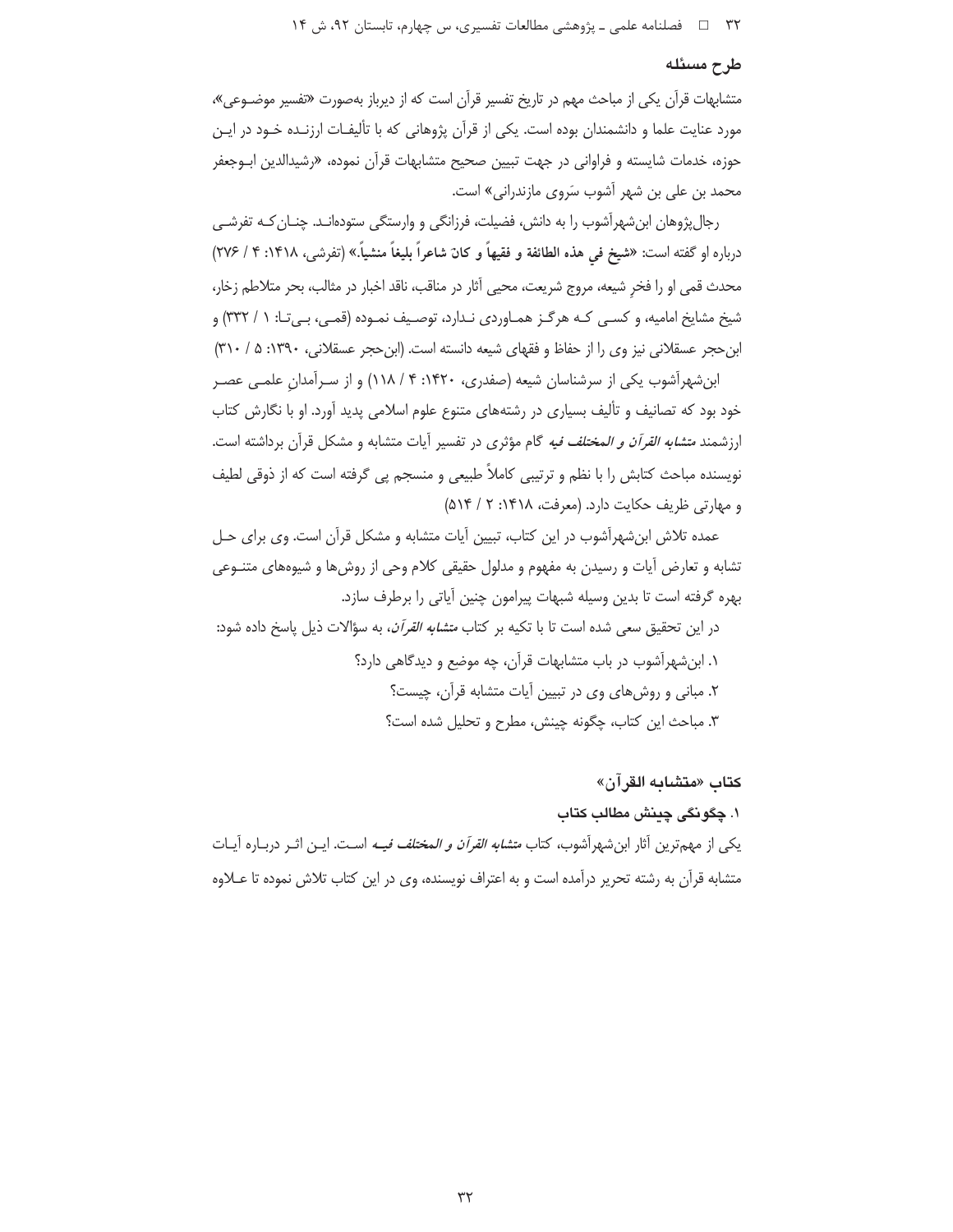## طرح مسئله

متشابهات قرآن یکی از مباحث مهم در تاریخ تفسیر قرآن است که از دیرباز به‌صورت «تفسیر موضوعی»، مورد عنایت علما و دانشمندان بوده است. یکی از قرآن پژوهانی که با تألیفات ارزنده خود در این حوزه، خدمات شایسته و فراوانی در جهت تبیین صحیح متشابهات قرآن نموده، «رشیدالدین ابوجعفر محمد بن علی بن شهر آشوب سَروی مازندرانی» است.

رجال‌پژوهان ابن‌شهرآشوب را به دانش، فضیلت، فرزانگی و وارستگی ستوده‌اند. چنان‌که تفرشی درباره او گفته است: **«شیخ فی هذه الطائفة و فقیهاً و کانَ شاعراً بلیغاً منشیاً.»** (تفرشی، ۱۴۱۸: ۴ / ۲۷۶) محدث قمی او را فخرِ شیعه، مروج شریعت، محیی آثار در مناقب، ناقد اخبار در مثالب، بحر متلاطم زخار، شیخ مشایخ امامیه، و کسی که هرگز هماوردی ندارد، توصیف نموده (قمی، بی‌تا: ۱ / ۳۳۲) و ابن‌حجر عسقلانی نیز وی را از حفاظ و فقهای شیعه دانسته است. (ابن‌حجر عسقلانی، ۱۳۹۰: ۵ / ۳۱۰)

ابن‌شهرآشوب یکی از سرشناسان شیعه (صفدری، ۱۴۲۰: ۴ / ۱۱۸) و از سرآمدانِ علمی عصر خود بود که تصانیف و تألیف بسیاری در رشته‌های متنوع علوم اسلامی پدید آورد. او با نگارش کتاب ارزشمند *متشابه القرآن و المختلف فیه* گام مؤثری در تفسیر آیات متشابه و مشکل قرآن برداشته است. نویسنده مباحث کتابش را با نظم و ترتیبی کاملاً طبیعی و منسجم پی گرفته است که از ذوقی لطیف و مهارتی ظریف حکایت دارد. (معرفت، ۱۴۱۸: ۲ / ۵۱۴)

عمده تلاش ابن‌شهرآشوب در این کتاب، تبیین آیات متشابه و مشکل قرآن است. وی برای حل تشابه و تعارض آیات و رسیدن به مفهوم و مدلول حقیقی کلام وحی از روش‌ها و شیوه‌های متنوعی بهره گرفته است تا بدین وسیله شبهات پیرامون چنین آیاتی را برطرف سازد.

در این تحقیق سعی شده است تا با تکیه بر کتاب *متشابه القرآن*، به سؤالات ذیل پاسخ داده شود:

۱. ابن‌شهرآشوب در باب متشابهات قرآن، چه موضع و دیدگاهی دارد؟

۲. مبانی و روش‌های وی در تبیین آیات متشابه قرآن، چیست؟

۳. مباحث این کتاب، چگونه چینش، مطرح و تحلیل شده است؟

## کتاب «متشابه القرآن»

### ۱. چگونگی چینش مطالب کتاب

یکی از مهم‌ترین آثار ابن‌شهرآشوب، کتاب *متشابه القرآن و المختلف فیه* است. این اثر درباره آیات متشابه قرآن به رشته تحریر درآمده است و به اعتراف نویسنده، وی در این کتاب تلاش نموده تا علاوه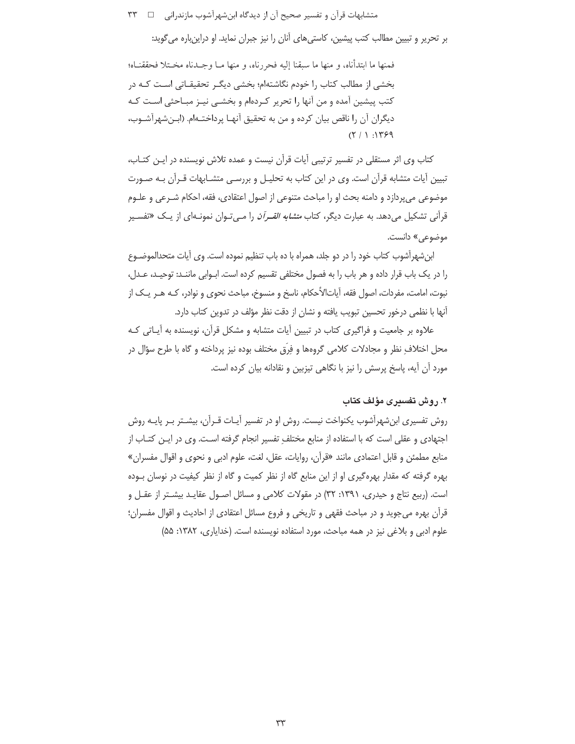بر تحریر و تبیین مطالب کتب پیشین، کاستی‌های آنان را نیز جبران نماید. او دراین‌باره می‌گوید:

> فمنها ما ابتدأناه، و منها ما سبقنا إلیه فحررناه، و منها ما وجدناه مختلا فحققناه؛ بخشی از مطالب کتاب را خودم نگاشته‌ام؛ بخشی دیگر تحقیقاتی است که در کتب پیشین آمده و من آنها را تحریر کرده‌ام و بخشی نیز مباحثی است که دیگران آن را ناقص بیان کرده و من به تحقیق آنها پرداخته‌ام. (ابن‌شهرآشوب، ۱۳۶۹: ۱ / ۲)

کتاب وی اثر مستقلی در تفسیر ترتیبی آیات قرآن نیست و عمده تلاش نویسنده در این کتاب، تبیین آیات متشابه قرآن است. وی در این کتاب به تحلیل و بررسی متشابهات قرآن به صورت موضوعی می‌پردازد و دامنه بحث او را مباحث متنوعی از اصول اعتقادی، فقه، احکام شرعی و علوم قرآنی تشکیل می‌دهد. به عبارت دیگر، کتاب *متشابه القرآن* را می‌توان نمونه‌ای از یک «تفسیر موضوعی» دانست.

ابن‌شهرآشوب کتاب خود را در دو جلد، همراه با ده باب تنظیم نموده است. وی آیات متحدالموضوع را در یک باب قرار داده و هر باب را به فصول مختلفی تقسیم کرده است. ابوابی مانند: توحید، عدل، نبوت، امامت، مفردات، اصول فقه، آیات‌الأحکام، ناسخ و منسوخ، مباحث نحوی و نوادر، که هر یک از آنها با نظمی درخور تحسین تبویب یافته و نشان از دقت نظر مؤلف در تدوین کتاب دارد.

علاوه بر جامعیت و فراگیری کتاب در تبیین آیات متشابه و مشکل قرآن، نویسنده به آیاتی که محل اختلافِ نظر و مجادلات کلامی گروه‌ها و فِرَق مختلف بوده نیز پرداخته و گاه با طرح سؤال در مورد آن آیه، پاسخ پرسش را نیز با نگاهی تیزبین و نقادانه بیان کرده است.

## ۲. روش تفسیری مؤلف کتاب

روش تفسیری ابن‌شهرآشوب یکنواخت نیست. روش او در تفسیر آیات قرآن، بیشتر بر پایه روش اجتهادی و عقلی است که با استفاده از منابع مختلفِ تفسیر انجام گرفته است. وی در این کتاب از منابع مطمئن و قابل اعتمادی مانند «قرآن، روایات، عقل، لغت، علوم ادبی و نحوی و اقوال مفسران» بهره گرفته که مقدار بهره‌گیری او از این منابع گاه از نظر کمیت و گاه از نظر کیفیت در نوسان بوده است. (ربیع نتاج و حیدری، ۱۳۹۱: ۳۲) در مقولات کلامی و مسائل اصول عقاید بیشتر از عقل و قرآن بهره می‌جوید و در مباحث فقهی و تاریخی و فروع مسائل اعتقادی از احادیث و اقوال مفسران؛ علوم ادبی و بلاغی نیز در همه مباحث، مورد استفاده نویسنده است. (خدایاری، ۱۳۸۲: ۵۵)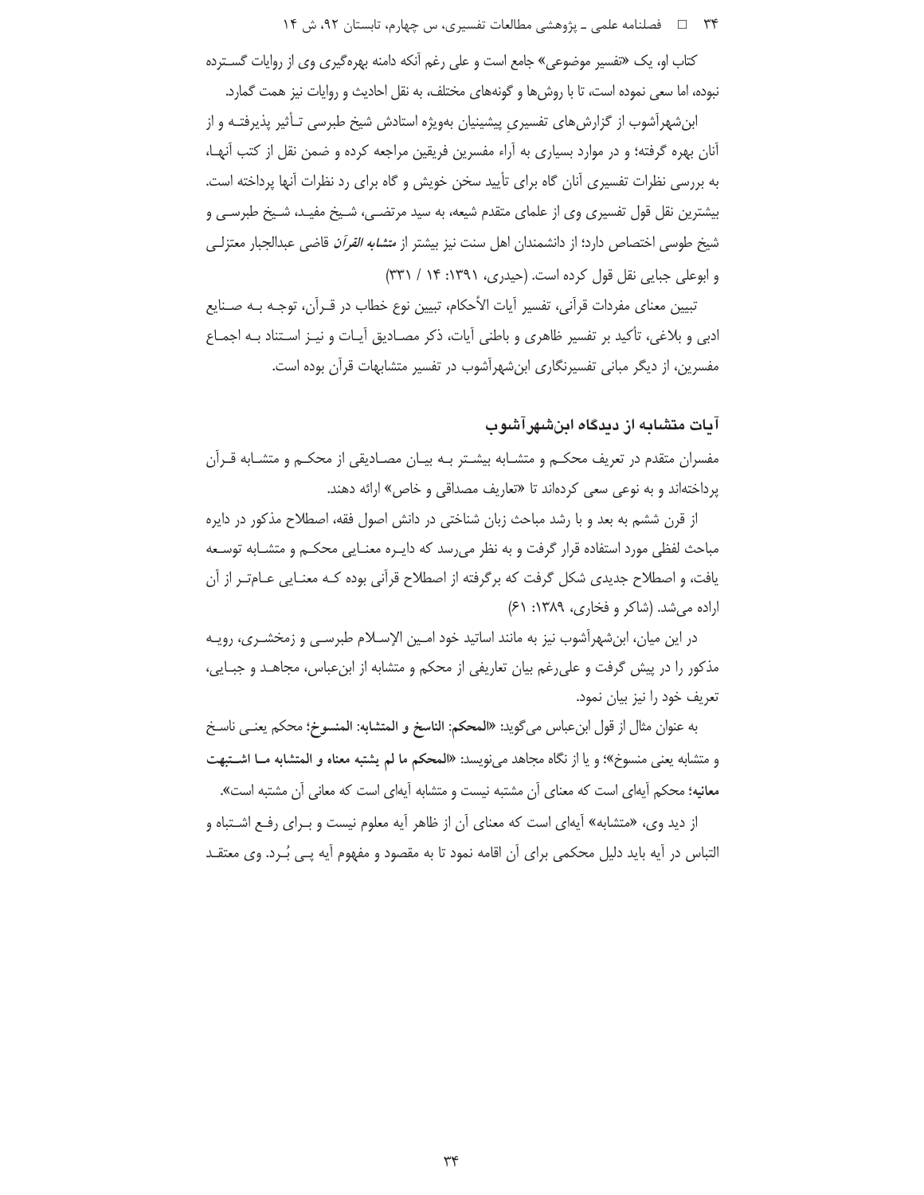کتاب او، یک «تفسیر موضوعی» جامع است و علی رغم آنکه دامنه بهره‌گیری وی از روایات گسترده نبوده، اما سعی نموده است، تا با روش‌ها و گونه‌های مختلف، به نقل احادیث و روایات نیز همت گمارد.

ابن‌شهرآشوب از گزارش‌های تفسیریِ پیشینیان به‌ویژه استادش شیخ طبرسی تأثیر پذیرفته و از آنان بهره گرفته؛ و در موارد بسیاری به آراء مفسرین فریقین مراجعه کرده و ضمن نقل از کتب آنها، به بررسی نظرات تفسیری آنان گاه برای تأیید سخن خویش و گاه برای رد نظرات آنها پرداخته است. بیشترین نقل قول تفسیری وی از علمای متقدم شیعه، به سید مرتضی، شیخ مفید، شیخ طبرسی و شیخ طوسی اختصاص دارد؛ از دانشمندان اهل سنت نیز بیشتر از *متشابه القرآن* قاضی عبدالجبار معتزلی و ابوعلی جبایی نقل قول کرده است. (حیدری، ۱۳۹۱: ۱۴ / ۳۳۱)

تبیین معنای مفردات قرآنی، تفسیر آیات الأحکام، تبیین نوع خطاب در قرآن، توجه به صنایع ادبی و بلاغی، تأکید بر تفسیر ظاهری و باطنی آیات، ذکر مصادیق آیات و نیز استناد به اجماع مفسرین، از دیگر مبانی تفسیرنگاری ابن‌شهرآشوب در تفسیر متشابهات قرآن بوده است.

## آیات متشابه از دیدگاه ابن‌شهرآشوب

مفسران متقدم در تعریف محکم و متشابه بیشتر به بیان مصادیقی از محکم و متشابه قرآن پرداخته‌اند و به نوعی سعی کرده‌اند تا «تعاریف مصداقی و خاص» ارائه دهند.

از قرن ششم به بعد و با رشد مباحث زبان شناختی در دانش اصول فقه، اصطلاح مذکور در دایره مباحث لفظی مورد استفاده قرار گرفت و به نظر می‌رسد که دایره معنایی محکم و متشابه توسعه یافت، و اصطلاح جدیدی شکل گرفت که برگرفته از اصطلاح قرآنی بوده که معنایی عام‌تر از آن اراده می‌شد. (شاکر و فخاری، ۱۳۸۹: ۶۱)

در این میان، ابن‌شهرآشوب نیز به مانند اساتید خود امین الإسلام طبرسی و زمخشری، رویه مذکور را در پیش گرفت و علی‌رغم بیان تعاریفی از محکم و متشابه از ابن‌عباس، مجاهد و جبایی، تعریف خود را نیز بیان نمود.

به عنوان مثال از قول ابن‌عباس می‌گوید: «**المحکم: الناسخ و المتشابه: المنسوخ**؛ محکم یعنی ناسخ و متشابه یعنی منسوخ»؛ و یا از نگاه مجاهد می‌نویسد: «**المحکم ما لم یشتبه معناه و المتشابه ما اشتبهت معانیه**؛ محکم آیه‌ای است که معنای آن مشتبه نیست و متشابه آیه‌ای است که معانی آن مشتبه است».

از دید وی، «متشابه» آیه‌ای است که معنای آن از ظاهر آیه معلوم نیست و برای رفع اشتباه و التباس در آیه باید دلیل محکمی برای آن اقامه نمود تا به مقصود و مفهوم آیه پی بُرد. وی معتقد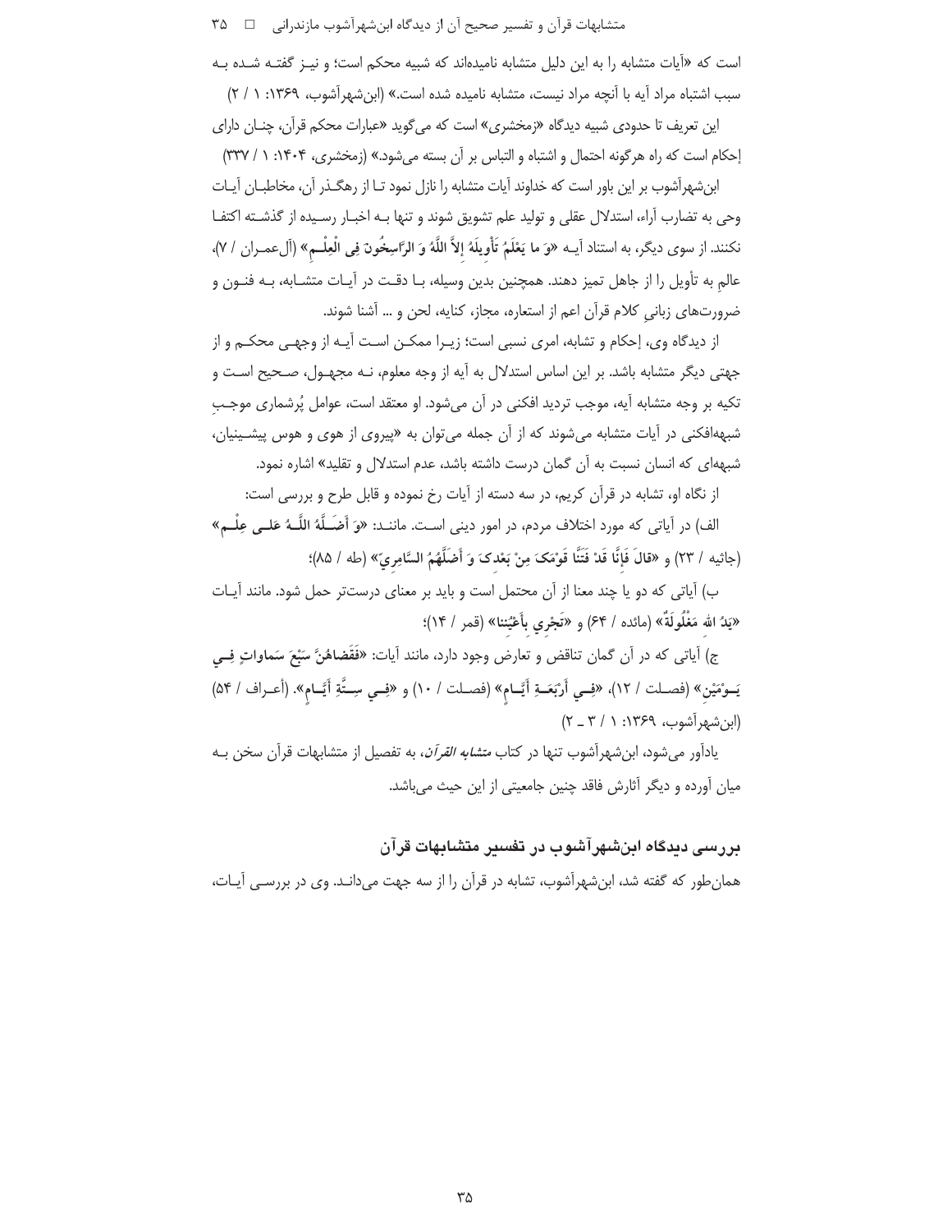است که «آیات متشابه را به این دلیل متشابه نامیده‌اند که شبیه محکم است؛ و نیز گفته شده به سبب اشتباه مراد آیه با آنچه مراد نیست، متشابه نامیده شده است.» (ابن‌شهرآشوب، ۱۳۶۹: ۱ / ۲)

این تعریف تا حدودی شبیه دیدگاه «زمخشری» است که می‌گوید «عبارات محکم قرآن، چنان دارای إحکام است که راه هرگونه احتمال و اشتباه و التباس بر آن بسته می‌شود.» (زمخشری، ۱۴۰۴: ۱ / ۳۳۷)

ابن‌شهرآشوب بر این باور است که خداوند آیات متشابه را نازل نمود تا از رهگذر آن، مخاطبان آیات وحی به تضارب آراء، استدلال عقلی و تولید علم تشویق شوند و تنها به اخبار رسیده از گذشته اکتفا نکنند. از سوی دیگر، به استناد آیه **«وَ ما يَعْلَمُ تَأْوِيلَهُ إِلاَّ اللَّهُ وَ الرَّاسِخُونَ فِي الْعِلْمِ»** (آل‌عمران / ۷)، عالمِ به تأویل را از جاهل تمیز دهند. همچنین بدین وسیله، با دقت در آیات متشابه، به فنون و ضرورت‌های زبانیِ کلام قرآن اعم از استعاره، مجاز، کنایه، لحن و ... آشنا شوند.

از دیدگاه وی، إحکام و تشابه، امری نسبی است؛ زیرا ممکن است آیه از وجهی محکم و از جهتی دیگر متشابه باشد. بر این اساس استدلال به آیه از وجه معلوم، نه مجهول، صحیح است و تکیه بر وجه متشابه آیه، موجب تردید افکنی در آن می‌شود. او معتقد است، عوامل پُرشماری موجبِ شبهه‌افکنی در آیات متشابه می‌شوند که از آن جمله می‌توان به «پیروی از هوی و هوس پیشینیان، شبهه‌ای که انسان نسبت به آن گمان درست داشته باشد، عدم استدلال و تقلید» اشاره نمود.

از نگاه او، تشابه در قرآن کریم، در سه دسته از آیات رخ نموده و قابل طرح و بررسی است:

الف) در آیاتی که مورد اختلاف مردم، در امور دینی است. مانند: **«وَ أَضَلَّهُ اللَّهُ عَلى عِلْمٍ»** (جاثیه / ۲۳) و **«قالَ فَإِنَّا قَدْ فَتَنَّا قَوْمَكَ مِنْ بَعْدِكَ وَ أَضَلَّهُمُ السَّامِرِيّ»** (طه / ۸۵)؛

ب) آیاتی که دو یا چند معنا از آن محتمل است و باید بر معنای درست‌تر حمل شود. مانند آیات **«يَدُ الله مَغْلُولَةٌ»** (مائده / ۶۴) و **«تَجْرِي بِأَعْيُنِنا»** (قمر / ۱۴)؛

ج) آیاتی که در آن گمان تناقض و تعارض وجود دارد، مانند آیات: **«فَقَضاهُنَّ سَبْعَ سَماواتٍ فِي يَوْمَيْنِ»** (فصلت / ۱۲)، **«فِي أَرْبَعَةِ أَيَّامٍ»** (فصلت / ۱۰) و **«فِي سِتَّةِ أَيَّامٍ»**. (أعراف / ۵۴) (ابن‌شهرآشوب، ۱۳۶۹: ۱ / ۳ ـ ۲)

یادآور می‌شود، ابن‌شهرآشوب تنها در کتاب *متشابه القرآن*، به تفصیل از متشابهات قرآن سخن به میان آورده و دیگر آثارش فاقد چنین جامعیتی از این حیث می‌باشد.

## بررسی دیدگاه ابن‌شهرآشوب در تفسیر متشابهات قرآن

همان‌طور که گفته شد، ابن‌شهرآشوب، تشابه در قرآن را از سه جهت می‌داند. وی در بررسی آیات،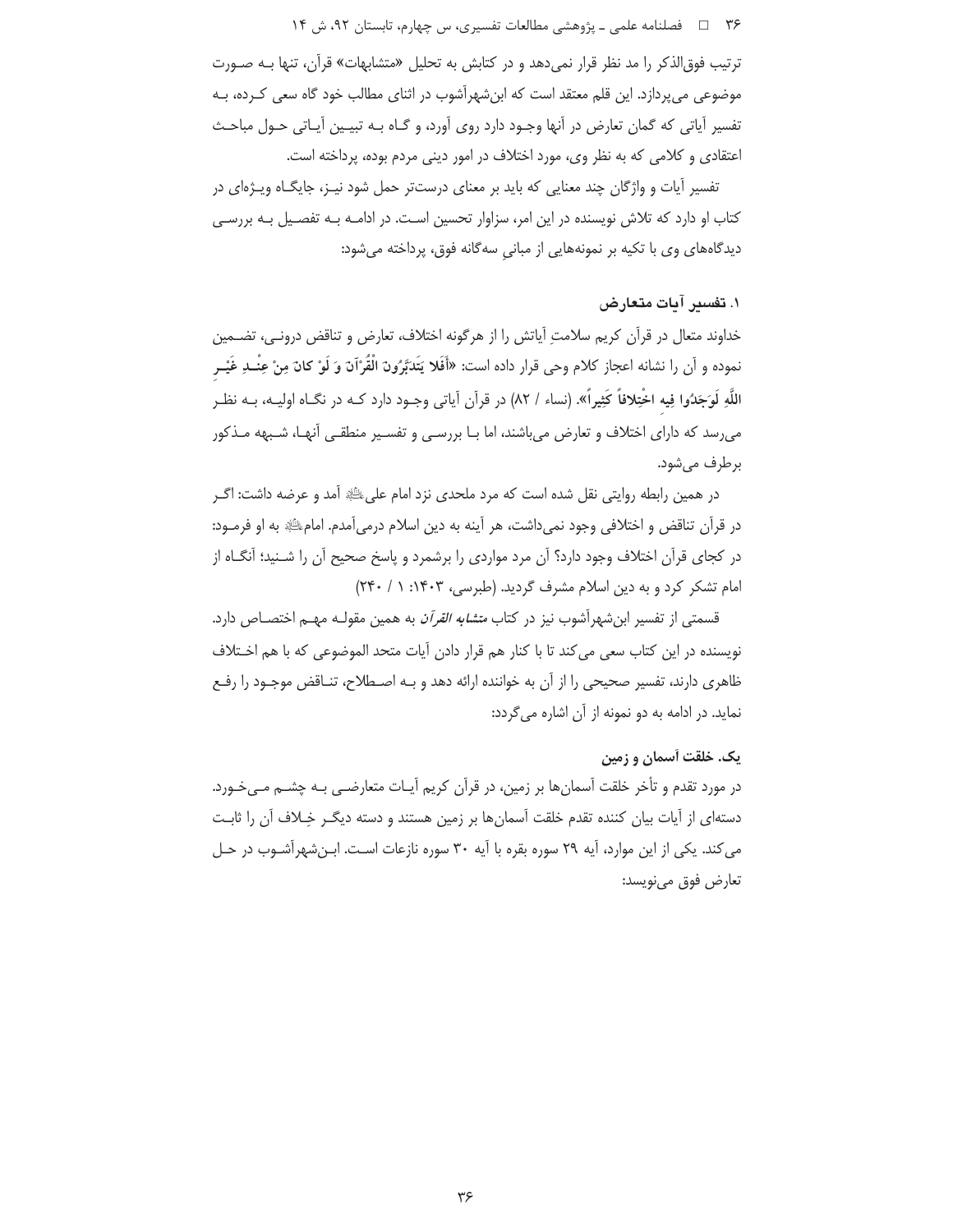ترتیب فوق‌الذکر را مد نظر قرار نمی‌دهد و در کتابش به تحلیل «متشابهات» قرآن، تنها بـه صـورت موضوعی می‌پردازد. این قلم معتقد است که ابن‌شهرآشوب در اثنای مطالب خود گاه سعی کـرده، بـه تفسیر آیاتی که گمان تعارض در آنها وجـود دارد روی آورد، و گـاه بـه تبیـین آیـاتی حـول مباحـث اعتقادی و کلامی که به نظر وی، مورد اختلاف در امور دینی مردم بوده، پرداخته است.

تفسیر آیات و واژگان چند معنایی که باید بر معنای درست‌تر حمل شود نیـز، جایگـاه ویـژه‌ای در کتاب او دارد که تلاش نویسنده در این امر، سزاوار تحسین اسـت. در ادامـه بـه تفصـیل بـه بررسـی دیدگاه‌های وی با تکیه بر نمونه‌هایی از مبانیِ سه‌گانه فوق، پرداخته می‌شود:

### ۱. تفسیر آیات متعارض

خداوند متعال در قرآن کریم سلامتِ آیاتش را از هرگونه اختلاف، تعارض و تناقض درونـی، تضـمین نموده و آن را نشانه اعجاز کلام وحی قرار داده است: «**أَفَلا یَتَدَبَّرُونَ الْقُرْآنَ وَ لَوْ کانَ مِنْ عِنْـدِ غَیْـرِ اللَّهِ لَوَجَدُوا فِیهِ اخْتِلافاً کَثِیراً**». (نساء / ۸۲) در قرآن آیاتی وجـود دارد کـه در نگـاه اولیـه، بـه نظـر می‌رسد که دارای اختلاف و تعارض می‌باشند، اما بـا بررسـی و تفسـیر منطقـی آنهـا، شـبهه مـذکور برطرف می‌شود.

در همین رابطه روایتی نقل شده است که مرد ملحدی نزد امام علی﵇ آمد و عرضه داشت: اگـر در قرآن تناقض و اختلافی وجود نمی‌داشت، هر آینه به دین اسلام درمی‌آمدم. امام﵇ به او فرمـود: در کجای قرآن اختلاف وجود دارد؟ آن مرد مواردی را برشمرد و پاسخ صحیح آن را شـنید؛ آنگـاه از امام تشکر کرد و به دین اسلام مشرف گردید. (طبرسی، ۱۴۰۳: ۱ / ۲۴۰)

قسمتی از تفسیر ابن‌شهرآشوب نیز در کتاب *متشابه القرآن* به همین مقولـه مهـم اختصـاص دارد. نویسنده در این کتاب سعی می‌کند تا با کنار هم قرار دادن آیات متحد الموضوعی که با هم اخـتلاف ظاهری دارند، تفسیر صحیحی را از آن به خواننده ارائه دهد و بـه اصـطلاح، تنـاقض موجـود را رفـع نماید. در ادامه به دو نمونه از آن اشاره می‌گردد:

#### یک. خلقت آسمان و زمین

در مورد تقدم و تأخر خلقت آسمان‌ها بر زمین، در قرآن کریم آیـات متعارضـی بـه چشـم مـی‌خـورد. دسته‌ای از آیات بیان کننده تقدم خلقت آسمان‌ها بر زمین هستند و دسته دیگـر خِـلاف آن را ثابـت می‌کند. یکی از این موارد، آیه ۲۹ سوره بقره با آیه ۳۰ سوره نازعات اسـت. ابـن‌شهرآشـوب در حـل تعارض فوق می‌نویسد: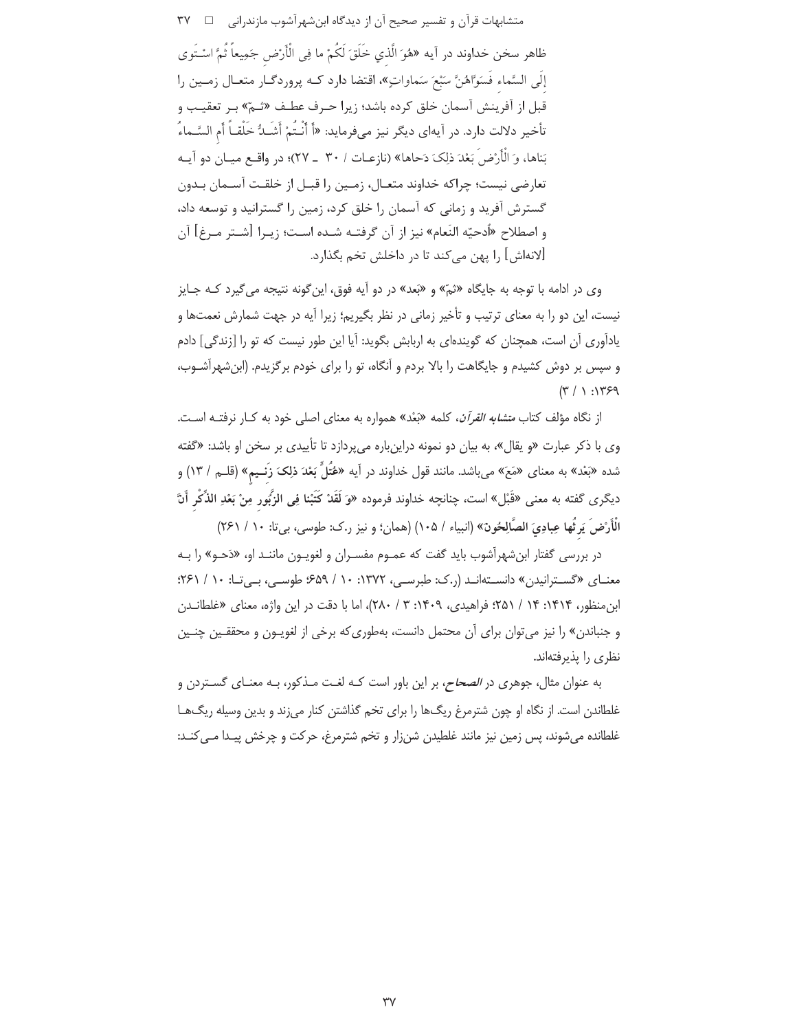ظاهر سخن خداوند در آیه «هُوَ الَّذي خَلَقَ لَکُمْ ما فِی الْأَرْضِ جَمِیعاً ثُمَّ اسْتَوى إِلَى السَّماءِ فَسَوّاهُنَّ سَبْعَ سَماواتٍ»، اقتضا دارد که پروردگار متعال زمین را قبل از آفرینش آسمان خلق کرده باشد؛ زیرا حرف عطف «ثمّ» بر تعقیب و تأخیر دلالت دارد. در آیه‌ای دیگر نیز می‌فرماید: «أَ أَنْتُمْ أَشَدُّ خَلْقاً أَمِ السَّماءُ بَناها، وَ الْأَرْضَ بَعْدَ ذلِکَ دَحاها» (نازعات / ۳۰ ـ ۲۷)؛ در واقع میان دو آیه تعارضی نیست؛ چراکه خداوند متعال، زمین را قبل از خلقت آسمان بدون گسترش آفرید و زمانی که آسمان را خلق کرد، زمین را گسترانید و توسعه داد، و اصطلاح «اُدحیّه النَعام» نیز از آن گرفته شده است؛ زیرا [شتر مرغ] آن [لانه‌اش] را پهن می‌کند تا در داخلش تخم بگذارد.

وی در ادامه با توجه به جایگاه «ثمّ» و «بَعد» در دو آیه فوق، این‌گونه نتیجه می‌گیرد که جایز نیست، این دو را به معنای ترتیب و تأخیر زمانی در نظر بگیریم؛ زیرا آیه در جهت شمارش نعمت‌ها و یادآوری آن است، همچنان که گوینده‌ای به اربابش بگوید: آیا این طور نیست که تو را [زندگی] دادم و سپس بر دوش کشیدم و جایگاهت را بالا بردم و آنگاه، تو را برای خودم برگزیدم. (ابن‌شهرآشوب، ۱۳۶۹: ۱ / ۳)

از نگاه مؤلف کتاب *متشابه القرآن*، کلمه «بَعْد» همواره به معنای اصلی خود به کار نرفته است. وی با ذکر عبارت «و یقال»، به بیان دو نمونه دراین‌باره می‌پردازد تا تأییدی بر سخن او باشد: «گفته شده «بَعْد» به معنای «مَعَ» می‌باشد. مانند قول خداوند در آیه «**عُتُلٍّ بَعْدَ ذلِکَ زَنِیمٍ**» (قلم / ۱۳) و دیگری گفته به معنی «قَبْل» است، چنانچه خداوند فرموده «**وَ لَقَدْ کَتَبْنا فِی الزَّبُورِ مِنْ بَعْدِ الذِّکْرِ أَنَّ الْأَرْضَ یَرِثُها عِبادِیَ الصّالِحُونَ**» (انبیاء / ۱۰۵) (همان؛ و نیز ر.ک: طوسی، بی‌تا: ۱۰ / ۲۶۱)

در بررسی گفتار ابن‌شهرآشوب باید گفت که عموم مفسران و لغویون مانند او، «دَحو» را به معنای «گسترانیدن» دانسته‌اند (ر.ک: طبرسی، ۱۳۷۲: ۱۰ / ۶۵۹؛ طوسی، بی‌تا: ۱۰ / ۲۶۱؛ ابن‌منظور، ۱۴۱۴: ۱۴ / ۲۵۱؛ فراهیدی، ۱۴۰۹: ۳ / ۲۸۰)، اما با دقت در این واژه، معنای «غلطاندن و جنباندن» را نیز می‌توان برای آن محتمل دانست، به‌طوری‌که برخی از لغویون و محققین چنین نظری را پذیرفته‌اند.

به عنوان مثال، جوهری در *الصحاح*، بر این باور است که لغت مذکور، به معنای گستردن و غلطاندن است. از نگاه او چون شترمرغ ریگ‌ها را برای تخم گذاشتن کنار می‌زند و بدین وسیله ریگ‌ها غلطانده می‌شوند، پس زمین نیز مانند غلطیدن شن‌زار و تخم شترمرغ، حرکت و چرخش پیدا می‌کند: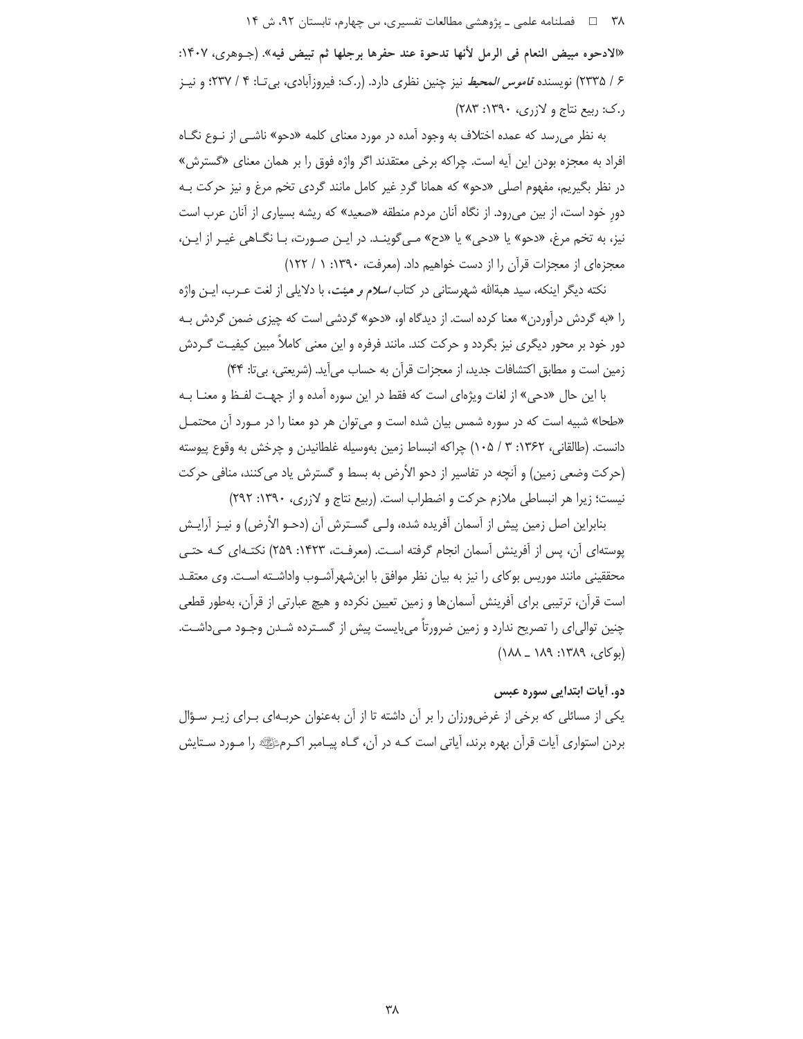«الادحوه مبیض النعام فی الرمل لأنها تدحوة عند حفرها برجلها ثم تبیض فیه». (جـوهری، ۱۴۰۷: ۶ / ۲۳۳۵) نویسنده *قاموس المحیط* نیز چنین نظری دارد. (ر.ک: فیروزآبادی، بی‌تـا: ۴ / ۲۳۷؛ و نیـز ر.ک: ربیع نتاج و لازری، ۱۳۹۰: ۲۸۳)

به نظر می‌رسد که عمده اختلاف به وجود آمده در مورد معنای کلمه «دحو» ناشـی از نـوع نگـاه افراد به معجزه بودن این آیه است. چراکه برخی معتقدند اگر واژه فوق را بر همان معنای «گسترش» در نظر بگیریم، مفهوم اصلی «دحو» که همانا گردِ غیر کامل مانند گردی تخم مرغ و نیز حرکت بـه دورِ خود است، از بین می‌رود. از نگاه آنان مردم منطقه «صعید» که ریشه بسیاری از آنان عرب است نیز، به تخم مرغ، «دحو» یا «دحی» یا «دح» مـی‌گوینـد. در ایـن صـورت، بـا نگـاهی غیـر از ایـن، معجزه‌ای از معجزات قرآن را از دست خواهیم داد. (معرفت، ۱۳۹۰: ۱ / ۱۲۲)

نکته دیگر اینکه، سید هبةالله شهرستانی در کتاب *اسلام و هیئت*، با دلایلی از لغت عـرب، ایـن واژه را «به گردش درآوردن» معنا کرده است. از دیدگاه او، «دحو» گردشی است که چیزی ضمن گردش بـه دور خود بر محور دیگری نیز بگردد و حرکت کند. مانند فرفره و این معنی کاملاً مبین کیفیـت گـردش زمین است و مطابق اکتشافات جدید، از معجزات قرآن به حساب می‌آید. (شریعتی، بی‌تا: ۴۴)

با این حال «دحی» از لغات ویژه‌ای است که فقط در این سوره آمده و از جهـت لفـظ و معنـا بـه «طحا» شبیه است که در سوره شمس بیان شده است و می‌توان هر دو معنا را در مـورد آن محتمـل دانست. (طالقانی، ۱۳۶۲: ۳ / ۱۰۵) چراکه انبساط زمین به‌وسیله غلطانیدن و چرخش به وقوع پیوسته (حرکت وضعی زمین) و آنچه در تفاسیر از دحو الأرض به بسط و گسترش یاد می‌کنند، منافی حرکت نیست؛ زیرا هر انبساطی ملازم حرکت و اضطراب است. (ربیع نتاج و لازری، ۱۳۹۰: ۲۹۲)

بنابراین اصل زمین پیش از آسمان آفریده شده، ولـی گسـترش آن (دحـو الأرض) و نیـز آرایـش پوسته‌ای آن، پس از آفرینش آسمان انجام گرفته اسـت. (معرفـت، ۱۴۲۳: ۲۵۹) نکتـه‌ای کـه حتـی محققینی مانند موریس بوکای را نیز به بیان نظر موافق با ابن‌شهرآشـوب واداشـته اسـت. وی معتقـد است قرآن، ترتیبی برای آفرینش آسمان‌ها و زمین تعیین نکرده و هیچ عبارتی از قرآن، به‌طور قطعی چنین توالی‌ای را تصریح ندارد و زمین ضرورتاً می‌بایست پیش از گسـترده شـدن وجـود مـی‌داشـت. (بوکای، ۱۳۸۹: ۱۸۹ ـ ۱۸۸)

### دو. آیات ابتدایی سوره عبس

یکی از مسائلی که برخی از غرض‌ورزان را بر آن داشته تا از آن به‌عنوان حربـه‌ای بـرای زیـر سـؤال بردن استواری آیات قرآن بهره برند، آیاتی است کـه در آن، گـاه پیـامبر اکـرمﷺ را مـورد سـتایش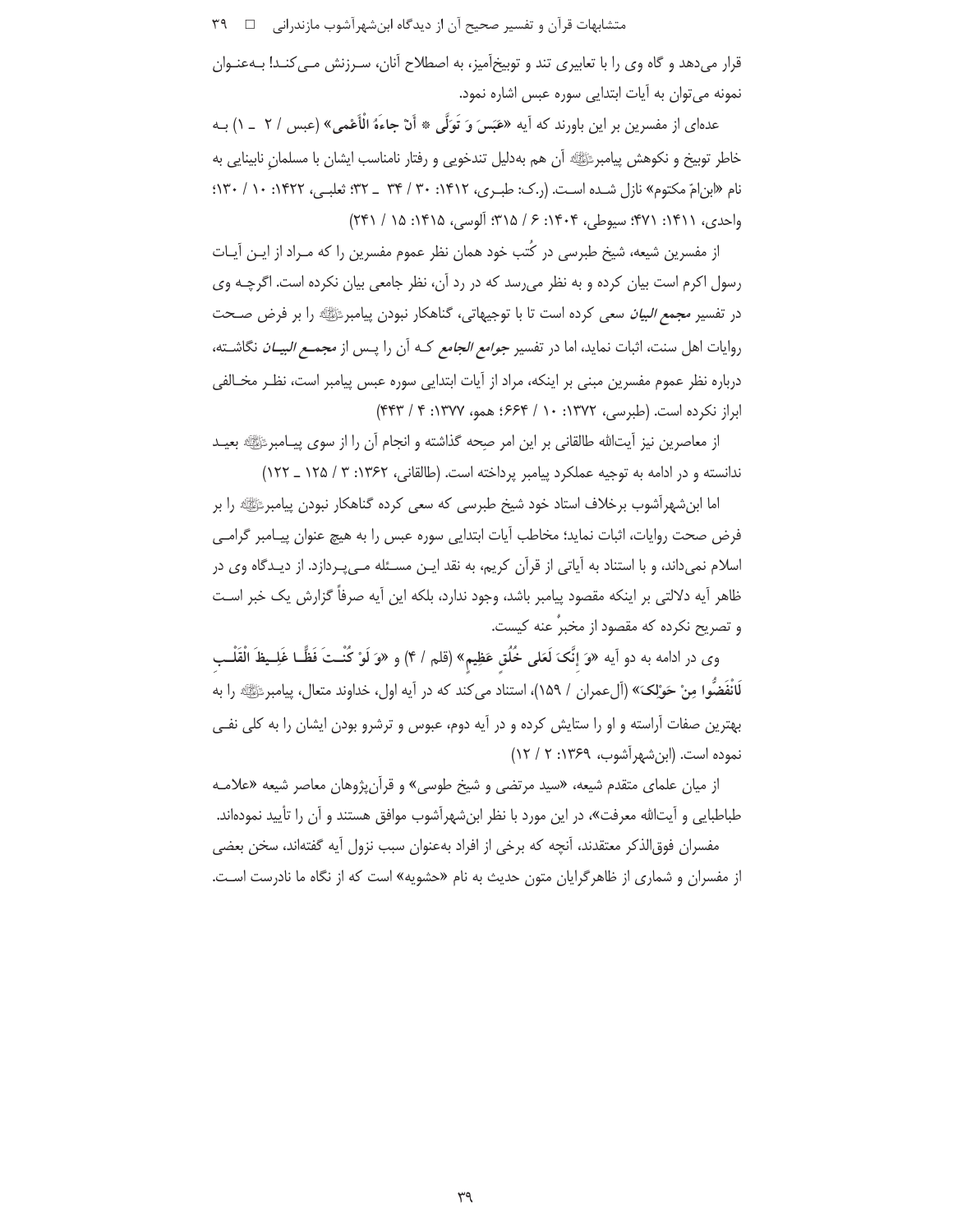قرار می‌دهد و گاه وی را با تعابیری تند و توبیخ‌آمیز، به اصطلاح آنان، سـرزنش مـی‌کنـد! بـه‌عنـوان نمونه می‌توان به آیات ابتدایی سوره عبس اشاره نمود.

عده‌ای از مفسرین بر این باورند که آیه «**عَبَسَ وَ تَوَلَّى * أَنْ جاءَهُ الْأَعْمى**» (عبس / ۲ ـ ۱) بـه خاطر توبیخ و نکوهش پیامبرﷺ آن هم به‌دلیل تندخویی و رفتار نامناسب ایشان با مسلمانِ نابینایی به نام «ابن‌امّ مکتوم» نازل شـده اسـت. (ر.ک: طبـری، ۱۴۱۲: ۳۰ / ۳۴ ـ ۳۲؛ ثعلبـی، ۱۴۲۲: ۱۰ / ۱۳۰؛ واحدی، ۱۴۱۱: ۴۷۱؛ سیوطی، ۱۴۰۴: ۶ / ۳۱۵؛ آلوسی، ۱۴۱۵: ۱۵ / ۲۴۱)

از مفسرین شیعه، شیخ طبرسی در کُتب خود همان نظر عموم مفسرین را که مـراد از ایـن آیـات رسول اکرم است بیان کرده و به نظر می‌رسد که در رد آن، نظر جامعی بیان نکرده است. اگرچـه وی در تفسیر *مجمع البیان* سعی کرده است تا با توجیهاتی، گناهکار نبودن پیامبرﷺ را بر فرض صـحت روایات اهل سنت، اثبات نماید، اما در تفسیر *جوامع الجامع* کـه آن را پـس از *مجمـع البیـان* نگاشـته، درباره نظر عموم مفسرین مبنی بر اینکه، مراد از آیات ابتدایی سوره عبس پیامبر است، نظـر مخـالفی ابراز نکرده است. (طبرسی، ۱۳۷۲: ۱۰ / ۶۶۴؛ همو، ۱۳۷۷: ۴ / ۴۴۳)

از معاصرین نیز آیت‌الله طالقانی بر این امر صِحه گذاشته و انجام آن را از سوی پیـامبرﷺ بعیـد ندانسته و در ادامه به توجیه عملکرد پیامبر پرداخته است. (طالقانی، ۱۳۶۲: ۳ / ۱۲۵ ـ ۱۲۲)

اما ابن‌شهرآشوب برخلاف استاد خود شیخ طبرسی که سعی کرده گناهکار نبودن پیامبرﷺ را بر فرض صحت روایات، اثبات نماید؛ مخاطب آیات ابتدایی سوره عبس را به هیچ عنوان پیـامبر گرامـی اسلام نمی‌داند، و با استناد به آیاتی از قرآن کریم، به نقد ایـن مسـئله مـی‌پـردازد. از دیـدگاه وی در ظاهر آیه دلالتی بر اینکه مقصود پیامبر باشد، وجود ندارد، بلکه این آیه صرفاً گزارش یک خبر اسـت و تصریح نکرده که مقصود از مخبرٌ عنه کیست.

وی در ادامه به دو آیه «**وَ إِنَّكَ لَعَلى خُلُقٍ عَظِيمٍ**» (قلم / ۴) و «**وَ لَوْ كُنْـتَ فَظًّـا غَلِـيظَ الْقَلْـبِ لَانْفَضُّوا مِنْ حَوْلِكَ**» (آل‌عمران / ۱۵۹)، استناد می‌کند که در آیه اول، خداوند متعال، پیامبرﷺ را به بهترین صفات آراسته و او را ستایش کرده و در آیه دوم، عبوس و ترشرو بودن ایشان را به کلی نفـی نموده است. (ابن‌شهرآشوب، ۱۳۶۹: ۲ / ۱۲)

از میان علمای متقدم شیعه، «سید مرتضی و شیخ طوسی» و قرآن‌پژوهان معاصر شیعه «علامـه طباطبایی و آیت‌الله معرفت»، در این مورد با نظر ابن‌شهرآشوب موافق هستند و آن را تأیید نموده‌اند.

مفسران فوق‌الذکر معتقدند، آنچه که برخی از افراد به‌عنوان سبب نزول آیه گفته‌اند، سخن بعضی از مفسران و شماری از ظاهرگرایان متون حدیث به نام «حشویه» است که از نگاه ما نادرست اسـت.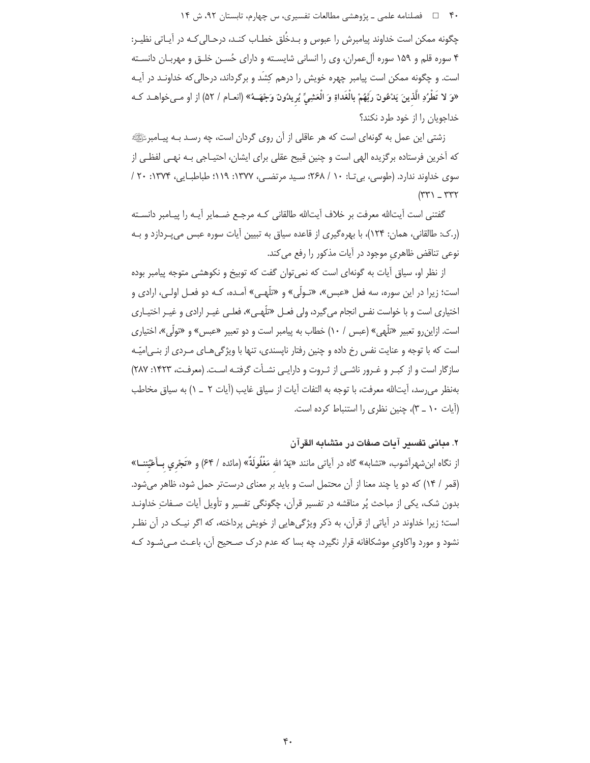چگونه ممکن است خداوند پیامبرش را عبوس و بدخُلق خطاب کند، درحالی‌که در آیاتی نظیر: ۴ سوره قلم و ۱۵۹ سوره آل‌عمران، وی را انسانی شایسته و دارای حُسن خلق و مهربان دانسته است. و چگونه ممکن است پیامبر چهره خویش را درهم کِشَد و برگرداند، درحالی‌که خداوند در آیه **«وَ لا تَطْرُدِ الَّذینَ یَدْعُونَ رَبَّهُمْ بِالْغَداةِ وَ الْعَشِیِّ یُریدُونَ وَجْهَهُ»** (انعام / ۵۲) از او می‌خواهد که خداجویان را از خود طرد نکند؟

زشتی این عمل به گونه‌ای است که هر عاقلی از آن روی گردان است، چه رسد به پیامبر ﷺ که آخرین فرستاده برگزیده الهی است و چنین قبیح عقلی برای ایشان، احتیاجی به نهی لفظی از سوی خداوند ندارد. (طوسی، بی‌تا: ۱۰ / ۲۶۸؛ سید مرتضی، ۱۳۷۷: ۱۱۹؛ طباطبایی، ۱۳۷۴: ۲۰ / ۳۳۱ ـ ۳۳۲)

گفتنی است آیت‌الله معرفت بر خلاف آیت‌الله طالقانی که مرجع ضمایر آیه را پیامبر دانسته (ر.ک: طالقانی، همان: ۱۲۴)، با بهره‌گیری از قاعده سیاق به تبیین آیات سوره عبس می‌پردازد و به نوعی تناقض ظاهری موجود در آیات مذکور را رفع می‌کند.

از نظر او، سیاق آیات به گونه‌ای است که نمی‌توان گفت که توبیخ و نکوهشی متوجه پیامبر بوده است؛ زیرا در این سوره، سه فعل «عبس»، «تولّی» و «تلّهی» آمده، که دو فعل اولی، ارادی و اختیاری است و با خواست نفس انجام می‌گیرد، ولی فعل «تلّهی»، فعلی غیر ارادی و غیر اختیاری است. ازاین‌رو تعبیر «تلّهی» (عبس / ۱۰) خطاب به پیامبر است و دو تعبیر «عبس» و «تولّی»، اختیاری است که با توجه و عنایت نفس رخ داده و چنین رفتار ناپسندی، تنها با ویژگی‌های مردی از بنی‌امیّه سازگار است و از کبر و غرور ناشی از ثروت و دارایی نشأت گرفته است. (معرفت، ۱۴۲۳: ۲۸۷) به‌نظر می‌رسد، آیت‌الله معرفت، با توجه به التفات آیات از سیاق غایب (آیات ۲ ـ ۱) به سیاق مخاطب (آیات ۱۰ ـ ۳)، چنین نظری را استنباط کرده است.

### ۲. مبانی تفسیر آیات صفات در متشابه القرآن

از نگاه ابن‌شهرآشوب، «تشابه» گاه در آیاتی مانند **«یَدُ اللهِ مَغْلُولَةٌ»** (مائده / ۶۴) و **«تَجْری بِأَعْیُنِنا»** (قمر / ۱۴) که دو یا چند معنا از آن محتمل است و باید بر معنای درست‌تر حمل شود، ظاهر می‌شود. بدون شک، یکی از مباحث پُر مناقشه در تفسیر قرآن، چگونگی تفسیر و تأویل آیات صفاتِ خداوند است؛ زیرا خداوند در آیاتی از قرآن، به ذکر ویژگی‌هایی از خویش پرداخته، که اگر نیک در آن نظر نشود و مورد واکاویِ موشکافانه قرار نگیرد، چه بسا که عدم درک صحیح آن، باعث می‌شود که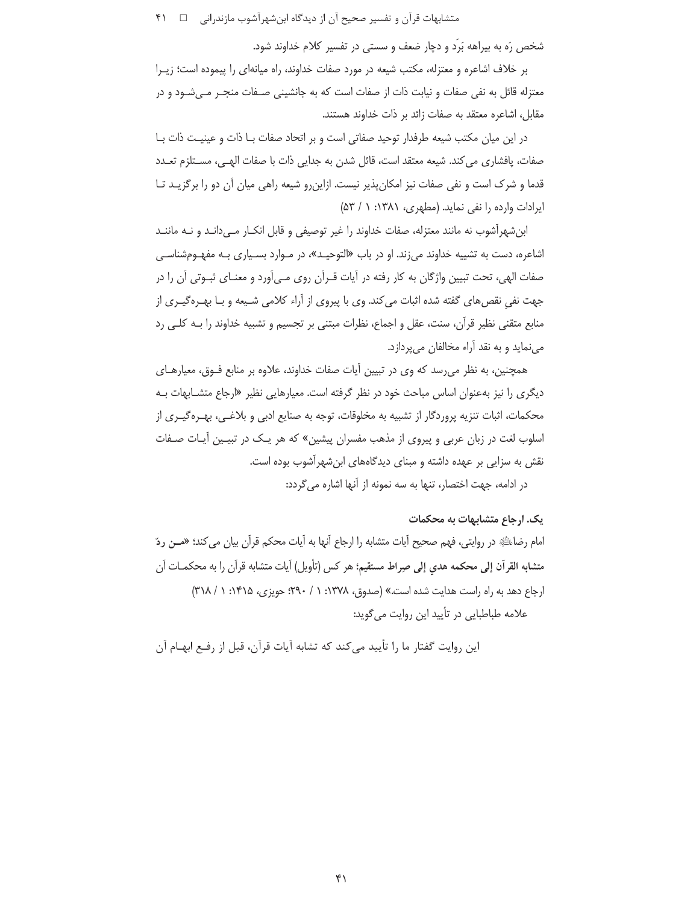شخص رَه به بیراهه بَرَد و دچار ضعف و سستی در تفسیر کلام خداوند شود.

بر خلاف اشاعره و معتزله، مکتب شیعه در مورد صفات خداوند، راه میانه‌ای را پیموده است؛ زیرا معتزله قائل به نفی صفات و نیابت ذات از صفات است که به جانشینی صفات منجر می‌شود و در مقابل، اشاعره معتقد به صفات زائد بر ذات خداوند هستند.

در این میان مکتب شیعه طرفدار توحید صفاتی است و بر اتحاد صفات با ذات و عینیت ذات با صفات، پافشاری می‌کند. شیعه معتقد است، قائل شدن به جدایی ذات با صفات الهی، مستلزم تعدد قدما و شرک است و نفی صفات نیز امکان‌پذیر نیست. ازاین‌رو شیعه راهی میان آن دو را برگزید تا ایرادات وارده را نفی نماید. (مطهری، ۱۳۸۱: ۱ / ۵۳)

ابن‌شهرآشوب نه مانند معتزله، صفات خداوند را غیر توصیفی و قابل انکار می‌داند و نه مانند اشاعره، دست به تشبیه خداوند می‌زند. او در باب «التوحید»، در موارد بسیاری به مفهوم‌شناسی صفات الهی، تحت تبیین واژگان به کار رفته در آیات قرآن روی می‌آورد و معنای ثبوتی آن را در جهت نفیِ نقص‌های گفته شده اثبات می‌کند. وی با پیروی از آراء کلامی شیعه و با بهره‌گیری از منابع متقنی نظیر قرآن، سنت، عقل و اجماع، نظرات مبتنی بر تجسیم و تشبیه خداوند را به کلی رد می‌نماید و به نقد آراء مخالفان می‌پردازد.

همچنین، به نظر می‌رسد که وی در تبیین آیات صفات خداوند، علاوه بر منابع فوق، معیارهای دیگری را نیز به‌عنوان اساس مباحث خود در نظر گرفته است. معیارهایی نظیر «ارجاع متشابهات به محکمات، اثبات تنزیه پروردگار از تشبیه به مخلوقات، توجه به صنایع ادبی و بلاغی، بهره‌گیری از اسلوب لغت در زبان عربی و پیروی از مذهب مفسران پیشین» که هر یک در تبیین آیات صفات نقش به سزایی بر عهده داشته و مبنای دیدگاه‌های ابن‌شهرآشوب بوده است.

در ادامه، جهت اختصار، تنها به سه نمونه از آنها اشاره می‌گردد:

### یک. ارجاع متشابهات به محکمات

امام رضا ﷺ در روایتی، فهم صحیح آیات متشابه را ارجاع آنها به آیات محکم قرآن بیان می‌کند؛ «**من ردّ متشابه القرآن إلى محكمه هدي إلى صراط مستقيم**؛ هر کس (تأویل) آیات متشابه قرآن را به محکمات آن ارجاع دهد به راه راست هدایت شده است.» (صدوق، ۱۳۷۸: ۱ / ۲۹۰؛ حویزی، ۱۴۱۵: ۱ / ۳۱۸)

علامه طباطبایی در تأیید این روایت می‌گوید:

این روایت گفتار ما را تأیید می‌کند که تشابه آیات قرآن، قبل از رفع ابهام آن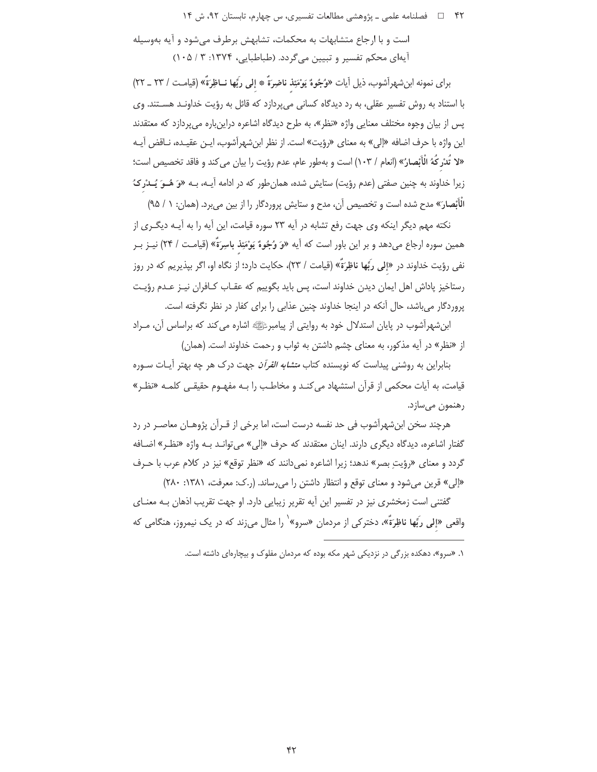است و با ارجاع متشابهات به محکمات، تشابهش برطرف می‌شود و آیه به‌وسیله آیه‌ای محکم تفسیر و تبیین می‌گردد. (طباطبایی، ۱۳۷۴: ۳ / ۱۰۵)

برای نمونه ابن‌شهرآشوب، ذیل آیات **«وُجُوهٌ يَوْمَئِذٍ ناضِرَةٌ * إِلى رَبِّها نـاظِرَةٌ»** (قیامت / ۲۳ ـ ۲۲) با استناد به روش تفسیر عقلی، به رد دیدگاه کسانی می‌پردازد که قائل به رؤیت خداوند هستند. وی پس از بیان وجوه مختلف معنایی واژه «نظر»، به طرح دیدگاه اشاعره دراین‌باره می‌پردازد که معتقدند این واژه با حرف اضافه «إلی» به معنای «رؤیت» است. از نظر ابن‌شهرآشوب، این عقیده، ناقض آیه **«لا تُدْرِكُهُ الْأَبْصارُ»** (انعام / ۱۰۳) است و به‌طور عام، عدم رؤیت را بیان می‌کند و فاقد تخصیص است؛ زیرا خداوند به چنین صفتی (عدم رؤیت) ستایش شده، همان‌طور که در ادامه آیه، به **«وَ هُوَ يُدْرِكُ الْأَبْصارَ»** مدح شده است و تخصیص آن، مدح و ستایش پروردگار را از بین می‌برد. (همان: ۱ / ۹۵)

نکته مهم دیگر اینکه وی جهت رفع تشابه در آیه ۲۳ سوره قیامت، این آیه را به آیه دیگری از همین سوره ارجاع می‌دهد و بر این باور است که آیه **«وَ وُجُوهٌ يَوْمَئِذٍ باسِرَةٌ»** (قیامت / ۲۴) نیز بر نفی رؤیت خداوند در **«إِلى رَبِّها ناظِرَةٌ»** (قیامت / ۲۳)، حکایت دارد؛ از نگاه او، اگر بپذیریم که در روز رستاخیز پاداش اهل ایمان دیدن خداوند است، پس باید بگوییم که عقاب کافران نیز عدم رؤیت پروردگار می‌باشد، حال آنکه در اینجا خداوند چنین عذابی را برای کفار در نظر نگرفته است.

ابن‌شهرآشوب در پایان استدلال خود به روایتی از پیامبر ﷺ اشاره می‌کند که براساس آن، مراد از «نظر» در آیه مذکور، به معنای چشم داشتن به ثواب و رحمت خداوند است. (همان)

بنابراین به روشنی پیداست که نویسنده کتاب *متشابه القرآن* جهت درک هر چه بهتر آیات سوره قیامت، به آیات محکمی از قرآن استشهاد می‌کند و مخاطب را بـه مفهوم حقیقی کلمه «نظر» رهنمون می‌سازد.

هرچند سخن ابن‌شهرآشوب فی حد نفسه درست است، اما برخی از قرآن پژوهان معاصر در رد گفتار اشاعره، دیدگاه دیگری دارند. اینان معتقدند که حرف «إلی» می‌تواند به واژه «نظر» اضافه گردد و معنای «رؤیتِ بصر» ندهد؛ زیرا اشاعره نمی‌دانند که «نظر توقع» نیز در کلام عرب با حرف «إلی» قرین می‌شود و معنای توقع و انتظار داشتن را می‌رساند. (ر.ک: معرفت، ۱۳۸۱: ۲۸۰)

گفتنی است زمخشری نیز در تفسیر این آیه تقریر زیبایی دارد. او جهت تقریب اذهان به معنای واقعی **«إِلى رَبِّها ناظِرَةٌ»**، دخترکی از مردمان «سرو»[1] را مثال می‌زند که در یک نیمروز، هنگامی که

---

[1] «سرو»، دهکده بزرگی در نزدیکی شهر مکه بوده که مردمان مفلوک و بیچاره‌ای داشته است.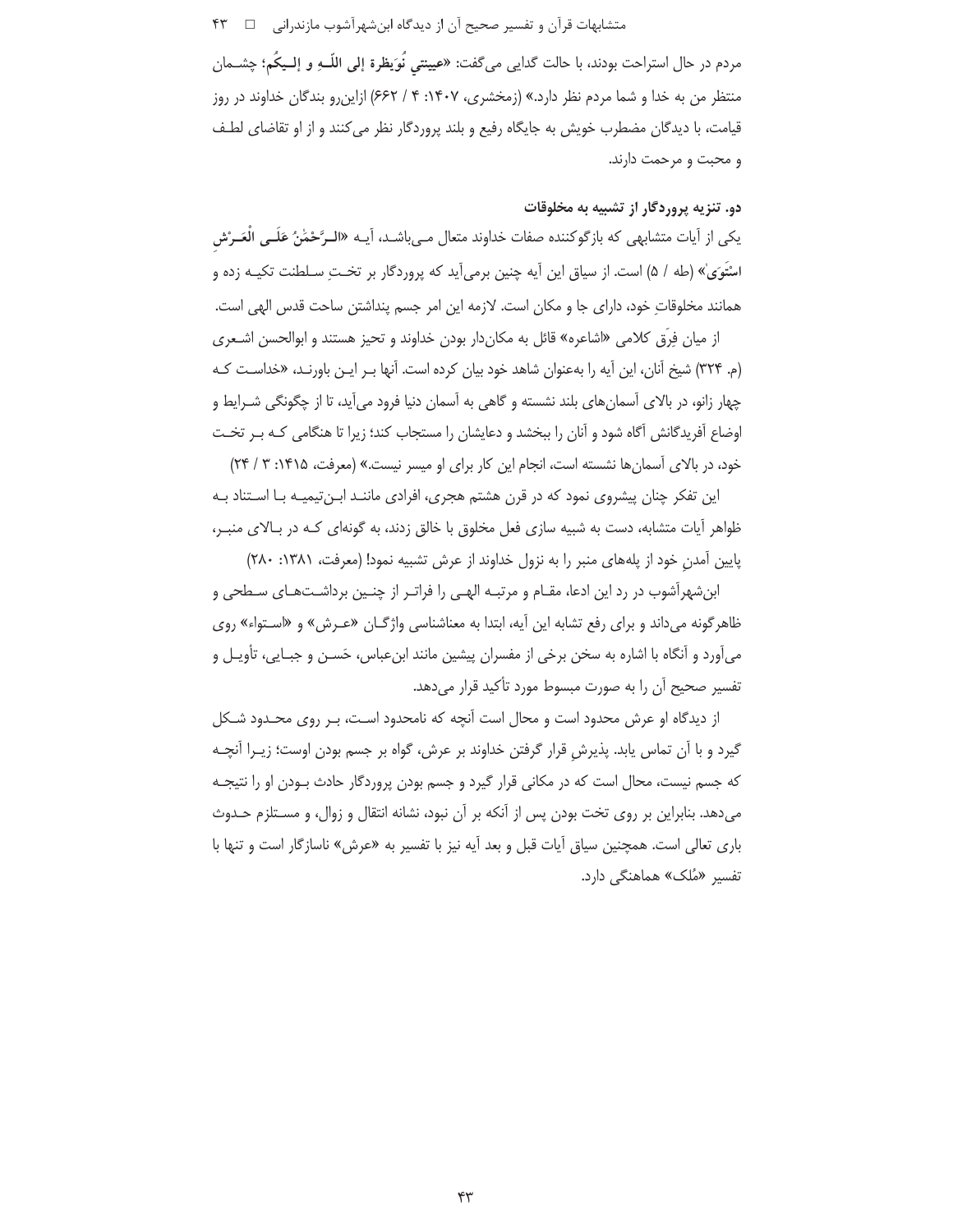مردم در حال استراحت بودند، با حالت گدایی می‌گفت: «**عیینتي نُوَیظرة إلی اللّـهِ و إلیکُم**؛ چشمان منتظر من به خدا و شما مردم نظر دارد.» (زمخشری، ۱۴۰۷: ۴ / ۶۶۲) ازاین‌رو بندگان خداوند در روز قیامت، با دیدگان مضطرب خویش به جایگاه رفیع و بلند پروردگار نظر می‌کنند و از او تقاضای لطف و محبت و مرحمت دارند.

### دو. تنزیه پروردگار از تشبیه به مخلوقات

یکی از آیات متشابهی که بازگوکننده صفات خداوند متعال می‌باشد، آیه «**الرَّحْمَٰنُ عَلَی الْعَرْشِ اسْتَوَیٰ**» (طه / ۵) است. از سیاق این آیه چنین برمی‌آید که پروردگار بر تختِ سلطنت تکیه زده و همانند مخلوقاتِ خود، دارای جا و مکان است. لازمه این امر جسم پنداشتن ساحت قدس الهی است.

از میان فِرَق کلامی «اشاعره» قائل به مکان‌دار بودن خداوند و تحیز هستند و ابوالحسن اشعری (م. ۳۲۴) شیخ آنان، این آیه را به‌عنوان شاهد خود بیان کرده است. آنها بر این باورند، «خداست که چهار زانو، در بالای آسمان‌های بلند نشسته و گاهی به آسمان دنیا فرود می‌آید، تا از چگونگی شرایط و اوضاع آفریدگانش آگاه شود و آنان را ببخشد و دعایشان را مستجاب کند؛ زیرا تا هنگامی که بر تخت خود، در بالای آسمان‌ها نشسته است، انجام این کار برای او میسر نیست.» (معرفت، ۱۴۱۵: ۳ / ۲۴)

این تفکر چنان پیشروی نمود که در قرن هشتم هجری، افرادی مانند ابن‌تیمیه با استناد به ظواهر آیات متشابه، دست به شبیه سازی فعل مخلوق با خالق زدند، به گونه‌ای که در بالای منبر، پایین آمدنِ خود از پله‌های منبر را به نزول خداوند از عرش تشبیه نمود! (معرفت، ۱۳۸۱: ۲۸۰)

ابن‌شهرآشوب در رد این ادعا، مقام و مرتبه الهی را فراتر از چنین برداشت‌های سطحی و ظاهرگونه می‌داند و برای رفع تشابه این آیه، ابتدا به معناشناسی واژگان «عرش» و «استواء» روی می‌آورد و آنگاه با اشاره به سخن برخی از مفسران پیشین مانند ابن‌عباس، حَسن و جبایی، تأویل و تفسیر صحیح آن را به صورت مبسوط مورد تأکید قرار می‌دهد.

از دیدگاه او عرش محدود است و محال است آنچه که نامحدود است، بر روی محدود شکل گیرد و با آن تماس یابد. پذیرشِ قرار گرفتن خداوند بر عرش، گواه بر جسم بودن اوست؛ زیرا آنچه که جسم نیست، محال است که در مکانی قرار گیرد و جسم بودن پروردگار حادث بودن او را نتیجه می‌دهد. بنابراین بر روی تخت بودن پس از آنکه بر آن نبود، نشانه انتقال و زوال، و مستلزم حدوث باری تعالی است. همچنین سیاق آیات قبل و بعد آیه نیز با تفسیر به «عرش» ناسازگار است و تنها با تفسیر «مُلک» هماهنگی دارد.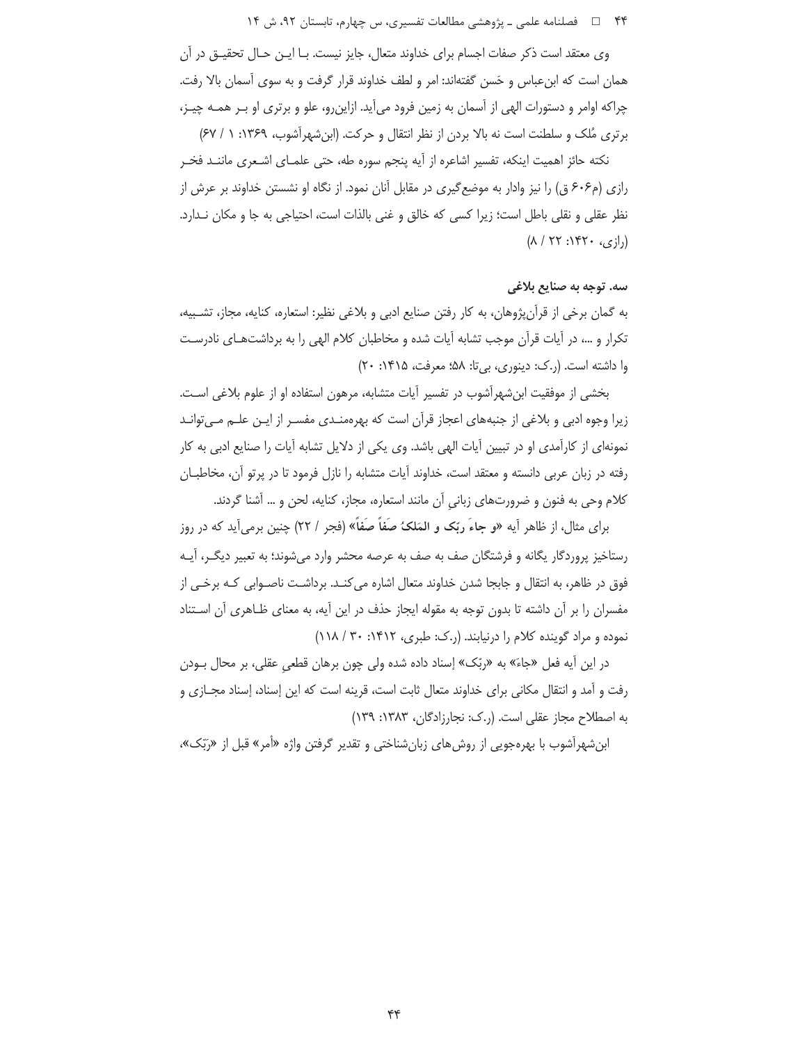وی معتقد است ذکر صفات اجسام برای خداوند متعال، جایز نیست. بـا ایـن حـال تحقیـق در آن همان است که ابن‌عباس و حَسن گفته‌اند: امر و لطف خداوند قرار گرفت و به سوی آسمان بالا رفت. چراکه اوامر و دستورات الهی از آسمان به زمین فرود می‌آید. ازاین‌رو، علو و برتری او بـر همـه چیـز، برتری مُلک و سلطنت است نه بالا بردن از نظر انتقال و حرکت. (ابن‌شهرآشوب، ۱۳۶۹: ۱ / ۶۷)

نکته حائز اهمیت اینکه، تفسیر اشاعره از آیه پنجم سوره طه، حتی علمـای اشـعری ماننـد فخـر رازی (م۶۰۶ ق) را نیز وادار به موضع‌گیری در مقابل آنان نمود. از نگاه او نشستن خداوند بر عرش از نظر عقلی و نقلی باطل است؛ زیرا کسی که خالق و غنی بالذات است، احتیاجی به جا و مکان نـدارد. (رازی، ۱۴۲۰: ۲۲ / ۸)

### سه. توجه به صنایع بلاغی

به گمان برخی از قرآن‌پژوهان، به کار رفتن صنایع ادبی و بلاغی نظیر: استعاره، کنایه، مجاز، تشـبیه، تکرار و ...، در آیات قرآن موجب تشابه آیات شده و مخاطبان کلام الهی را به برداشت‌هـای نادرسـت وا داشته است. (ر.ک: دینوری، بی‌تا: ۵۸؛ معرفت، ۱۴۱۵: ۲۰)

بخشی از موفقیت ابن‌شهرآشوب در تفسیر آیات متشابه، مرهون استفاده او از علوم بلاغی اسـت. زیرا وجوه ادبی و بلاغی از جنبه‌های اعجاز قرآن است که بهره‌منـدی مفسـر از ایـن علـم مـی‌توانـد نمونه‌ای از کارآمدی او در تبیین آیات الهی باشد. وی یکی از دلایل تشابه آیات را صنایع ادبی به کار رفته در زبان عربی دانسته و معتقد است، خداوند آیات متشابه را نازل فرمود تا در پرتو آن، مخاطبـان کلام وحی به فنون و ضرورت‌های زبانیِ آن مانند استعاره، مجاز، کنایه، لحن و ... آشنا گردند.

برای مثال، از ظاهر آیه «**و جاءَ ربّک و المَلکُ صَفّاً صَفّاً**» (فجر / ۲۲) چنین برمی‌آید که در روز رستاخیز پروردگار یگانه و فرشتگان صف به صف به عرصه محشر وارد می‌شوند؛ به تعبیر دیگـر، آیـه فوق در ظاهر، به انتقال و جابجا شدن خداوند متعال اشاره می‌کنـد. برداشـت ناصـوابی کـه برخـی از مفسران را بر آن داشته تا بدون توجه به مقوله ایجاز حذف در این آیه، به معنای ظـاهری آن اسـتناد نموده و مراد گوینده کلام را درنیابند. (ر.ک: طبری، ۱۴۱۲: ۳۰ / ۱۱۸)

در این آیه فعل «جاءَ» به «ربّک» إسناد داده شده ولی چون برهان قطعیِ عقلی، بر محال بـودن رفت و آمد و انتقال مکانی برای خداوند متعال ثابت است، قرینه است که این إسناد، إسناد مجـازی و به اصطلاح مجاز عقلی است. (ر.ک: نجارزادگان، ۱۳۸۳: ۱۳۹)

ابن‌شهرآشوب با بهره‌جویی از روش‌های زبان‌شناختی و تقدیر گرفتن واژه «أمر» قبل از «رَبّک»،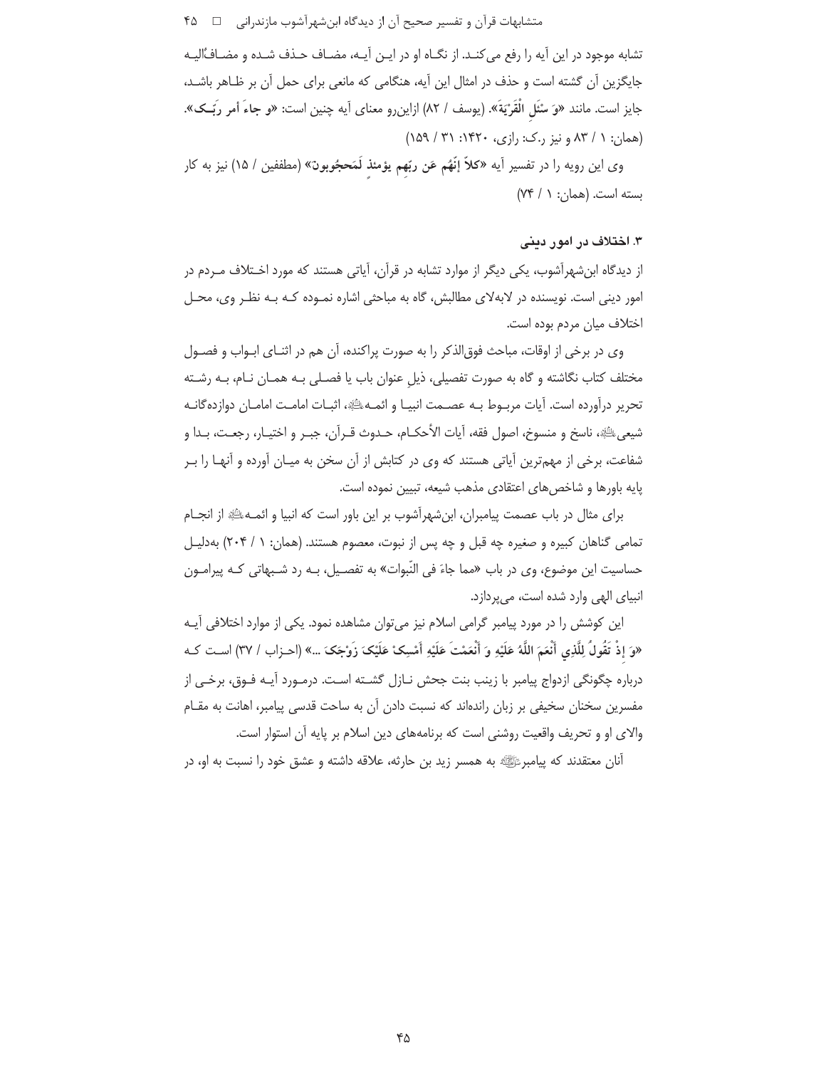تشابه موجود در این آیه را رفع می‌کند. از نگاه او در این آیه، مضاف حذف شده و مضاف‌الیه جایگزین آن گشته است و حذف در امثال این آیه، هنگامی که مانعی برای حمل آن بر ظاهر باشد، جایز است. مانند «**وَ سْئَلِ الْقَرْيَةَ**». (یوسف / ۸۲) ازاین‌رو معنای آیه چنین است: «**و جاءَ أمر ربّک**». (همان: ۱ / ۸۳ و نیز ر.ک: رازی، ۱۴۲۰: ۳۱ / ۱۵۹)

وی این رویه را در تفسیر آیه «**كلاّ إنّهم عن ربّهم يومئذٍ لَمَحجوبون**» (مطففین / ۱۵) نیز به کار بسته است. (همان: ۱ / ۷۴)

### ۳. اختلاف در امور دینی

از دیدگاه ابن‌شهرآشوب، یکی دیگر از موارد تشابه در قرآن، آیاتی هستند که مورد اختلاف مردم در امور دینی است. نویسنده در لابه‌لای مطالبش، گاه به مباحثی اشاره نموده که به نظر وی، محل اختلاف میان مردم بوده است.

وی در برخی از اوقات، مباحث فوق‌الذکر را به صورت پراکنده، آن هم در اثنای ابواب و فصول مختلف کتاب نگاشته و گاه به صورت تفصیلی، ذیلِ عنوان باب یا فصلی به همان نام، به رشته تحریر درآورده است. آیات مربوط به عصمت انبیا و ائمه علیهم‌السلام، اثبات امامت امامان دوازده‌گانه شیعی علیهم‌السلام، ناسخ و منسوخ، اصول فقه، آیات الأحکام، حدوث قرآن، جبر و اختیار، رجعت، بدا و شفاعت، برخی از مهم‌ترین آیاتی هستند که وی در کتابش از آن سخن به میان آورده و آنها را بر پایه باورها و شاخص‌های اعتقادی مذهب شیعه، تبیین نموده است.

برای مثال در باب عصمت پیامبران، ابن‌شهرآشوب بر این باور است که انبیا و ائمه علیهم‌السلام از انجام تمامی گناهان کبیره و صغیره چه قبل و چه پس از نبوت، معصوم هستند. (همان: ۱ / ۲۰۴) به‌دلیل حساسیت این موضوع، وی در باب «مما جاءَ فی النّبوات» به تفصیل، به رد شبهاتی که پیرامون انبیای الهی وارد شده است، می‌پردازد.

این کوشش را در مورد پیامبر گرامی اسلام نیز می‌توان مشاهده نمود. یکی از موارد اختلافی آیه «**وَ إِذْ تَقُولُ لِلَّذِي أَنْعَمَ اللَّهُ عَلَيْهِ وَ أَنْعَمْتَ عَلَيْهِ أَمْسِكْ عَلَيْكَ زَوْجَكَ ...**» (احزاب / ۳۷) است که درباره چگونگی ازدواج پیامبر با زینب بنت جحش نازل گشته است. درمورد آیه فوق، برخی از مفسرین سخنان سخیفی بر زبان رانده‌اند که نسبت دادن آن به ساحت قدسی پیامبر، اهانت به مقام والای او و تحریف واقعیت روشنی است که برنامه‌های دین اسلام بر پایه آن استوار است.

آنان معتقدند که پیامبر صلی‌الله‌علیه‌وآله به همسر زید بن حارثه، علاقه داشته و عشق خود را نسبت به او، در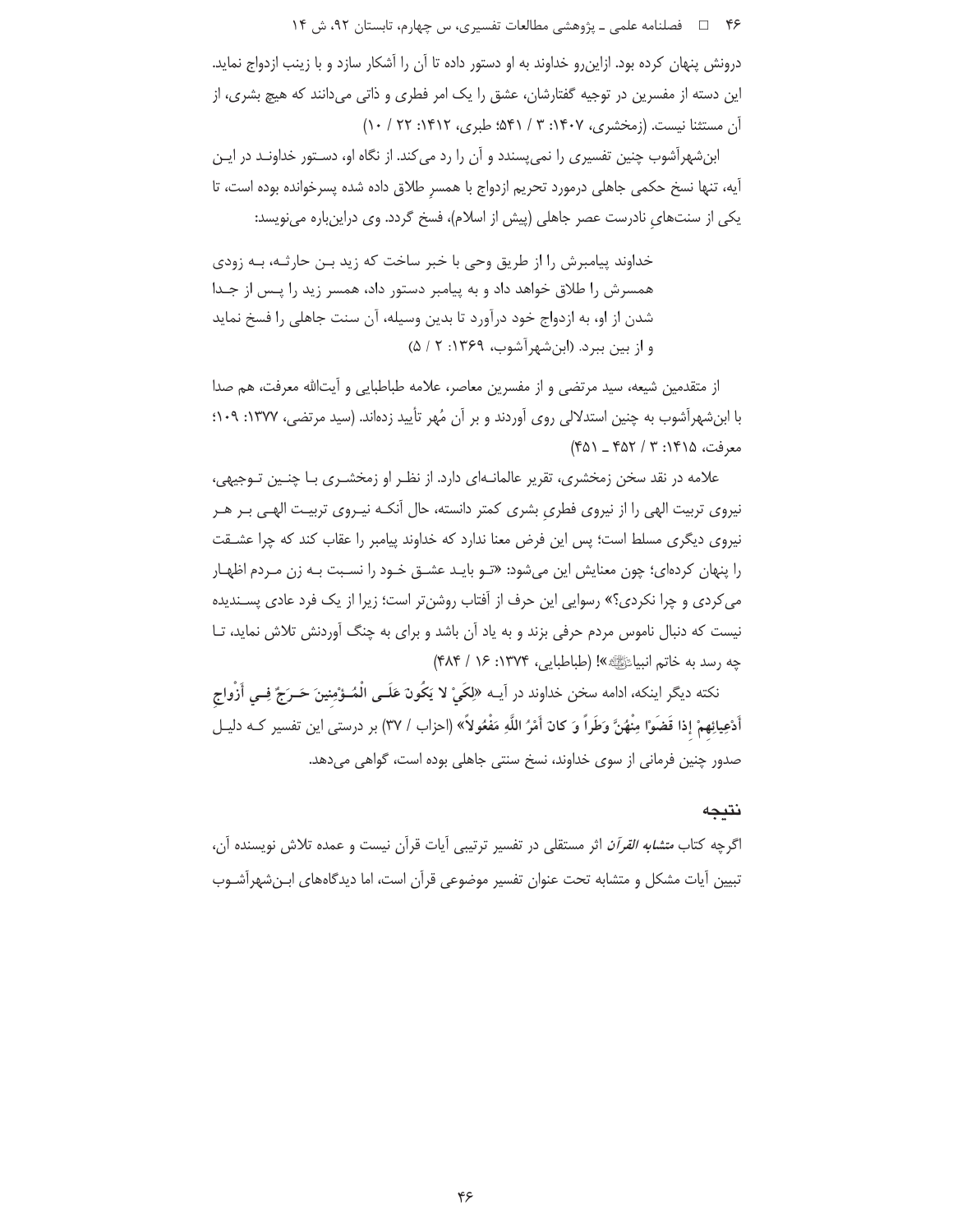درونش پنهان کرده بود. ازاین‌رو خداوند به او دستور داده تا آن را آشکار سازد و با زینب ازدواج نماید. این دسته از مفسرین در توجیه گفتارشان، عشق را یک امر فطری و ذاتی می‌دانند که هیچ بشری، از آن مستثنا نیست. (زمخشری، ۱۴۰۷: ۳ / ۵۴۱؛ طبری، ۱۴۱۲: ۲۲ / ۱۰)

ابن‌شهرآشوب چنین تفسیری را نمی‌پسندد و آن را رد می‌کند. از نگاه او، دستور خداوند در این آیه، تنها نسخ حکمی جاهلی درمورد تحریم ازدواج با همسرِ طلاق داده شده پسرخوانده بوده است، تا یکی از سنت‌هایِ نادرست عصر جاهلی (پیش از اسلام)، فسخ گردد. وی دراین‌باره می‌نویسد:

> خداوند پیامبرش را از طریق وحی با خبر ساخت که زید بن حارثه، به زودی همسرش را طلاق خواهد داد و به پیامبر دستور داد، همسر زید را پس از جدا شدن از او، به ازدواج خود درآورد تا بدین وسیله، آن سنت جاهلی را فسخ نماید و از بین ببرد. (ابن‌شهرآشوب، ۱۳۶۹: ۲ / ۵)

از متقدمین شیعه، سید مرتضی و از مفسرین معاصر، علامه طباطبایی و آیت‌الله معرفت، هم صدا با ابن‌شهرآشوب به چنین استدلالی روی آوردند و بر آن مُهر تأیید زده‌اند. (سید مرتضی، ۱۳۷۷: ۱۰۹؛ معرفت، ۱۴۱۵: ۳ / ۴۵۲ ـ ۴۵۱)

علامه در نقد سخن زمخشری، تقریر عالمانه‌ای دارد. از نظر او زمخشری با چنین توجیهی، نیروی تربیت الهی را از نیروی فطریِ بشری کمتر دانسته، حال آنکه نیروی تربیت الهی بر هر نیروی دیگری مسلط است؛ پس این فرض معنا ندارد که خداوند پیامبر را عقاب کند که چرا عشقت را پنهان کرده‌ای؛ چون معنایش این می‌شود: «تو باید عشق خود را نسبت به زن مردم اظهار می‌کردی و چرا نکردی؟» رسوایی این حرف از آفتاب روشن‌تر است؛ زیرا از یک فرد عادی پسندیده نیست که دنبال ناموس مردم حرفی بزند و به یاد آن باشد و برای به چنگ آوردنش تلاش نماید، تا چه رسد به خاتم انبیاﷺ»! (طباطبایی، ۱۳۷۴: ۱۶ / ۴۸۴)

نکته دیگر اینکه، ادامه سخن خداوند در آیه «**لِكَيْ لا يَكُونَ عَلَى الْمُؤْمِنِينَ حَرَجٌ فِي أَزْواجِ أَدْعِيائِهِمْ إِذا قَضَوْا مِنْهُنَّ وَطَراً وَ كانَ أَمْرُ اللَّهِ مَفْعُولاً**» (احزاب / ۳۷) بر درستی این تفسیر که دلیل صدور چنین فرمانی از سوی خداوند، نسخ سنتی جاهلی بوده است، گواهی می‌دهد.

## نتیجه

اگرچه کتاب *متشابه القرآن* اثر مستقلی در تفسیر ترتیبی آیات قرآن نیست و عمده تلاش نویسنده آن، تبیین آیات مشکل و متشابه تحت عنوان تفسیر موضوعی قرآن است، اما دیدگاه‌های ابن‌شهرآشوب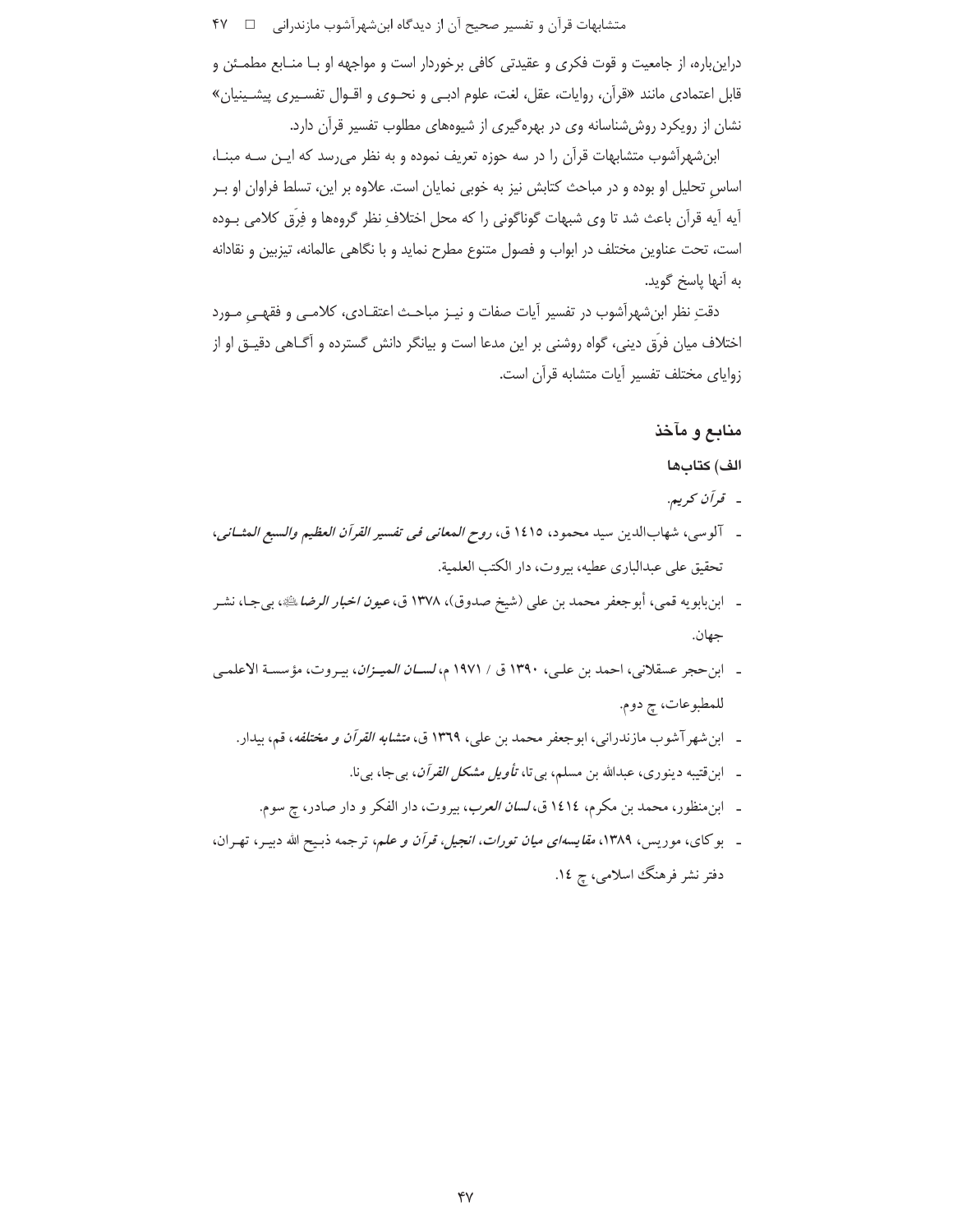دراین‌باره، از جامعیت و قوت فکری و عقیدتی کافی برخوردار است و مواجهه او با منابع مطمئن و قابل اعتمادی مانند «قرآن، روایات، عقل، لغت، علوم ادبی و نحوی و اقوال تفسیری پیشینیان» نشان از رویکرد روش‌شناسانه وی در بهره‌گیری از شیوه‌های مطلوب تفسیر قرآن دارد.

ابن‌شهرآشوب متشابهات قرآن را در سه حوزه تعریف نموده و به نظر می‌رسد که این سه مبنا، اساسِ تحلیل او بوده و در مباحث کتابش نیز به خوبی نمایان است. علاوه بر این، تسلط فراوان او بر آیه آیه قرآن باعث شد تا وی شبهات گوناگونی را که محل اختلافِ نظر گروه‌ها و فِرَق کلامی بوده است، تحت عناوین مختلف در ابواب و فصول متنوع مطرح نماید و با نگاهی عالمانه، تیزبین و نقادانه به آنها پاسخ گوید.

دقتِ نظر ابن‌شهرآشوب در تفسیر آیات صفات و نیز مباحث اعتقادی، کلامی و فقهیِ مورد اختلاف میان فرَق دینی، گواه روشنی بر این مدعا است و بیانگر دانش گسترده و آگاهی دقیق او از زوایای مختلف تفسیر آیات متشابه قرآن است.

## منابع و مآخذ

### الف) کتاب‌ها

- *قرآن کریم*.
- آلوسی، شهاب‌الدین سید محمود، ١٤١٥ ق، ***روح المعانی فی تفسیر القرآن العظیم والسبع المثانی***، تحقیق علی عبدالباری عطیه، بیروت، دار الکتب العلمیة.
- ابن‌بابویه قمی، أبوجعفر محمد بن علی (شیخ صدوق)، ١٣٧٨ ق، ***عیون اخبار الرضا*** ، بی‌جا، نشر جهان.
- ابن‌حجر عسقلانی، احمد بن علی، ١٣٩٠ ق / ١٩٧١ م، ***لسان المیزان***، بیروت، مؤسسة الاعلمی للمطبوعات، چ دوم.
- ابن‌شهرآشوب مازندرانی، ابوجعفر محمد بن علی، ١٣٦٩ ق، ***متشابه القرآن و مختلفه***، قم، بیدار.
- ابن‌قتیبه دینوری، عبدالله بن مسلم، بی‌تا، ***تأویل مشکل القرآن***، بی‌جا، بی‌نا.
- ابن‌منظور، محمد بن مکرم، ١٤١٤ ق، ***لسان العرب***، بیروت، دار الفکر و دار صادر، چ سوم.
- بوکای، موریس، ١٣٨٩، ***مقایسه‌ای میان تورات، انجیل، قرآن و علم***، ترجمه ذبیح الله دبیر، تهران، دفتر نشر فرهنگ اسلامی، چ ١٤.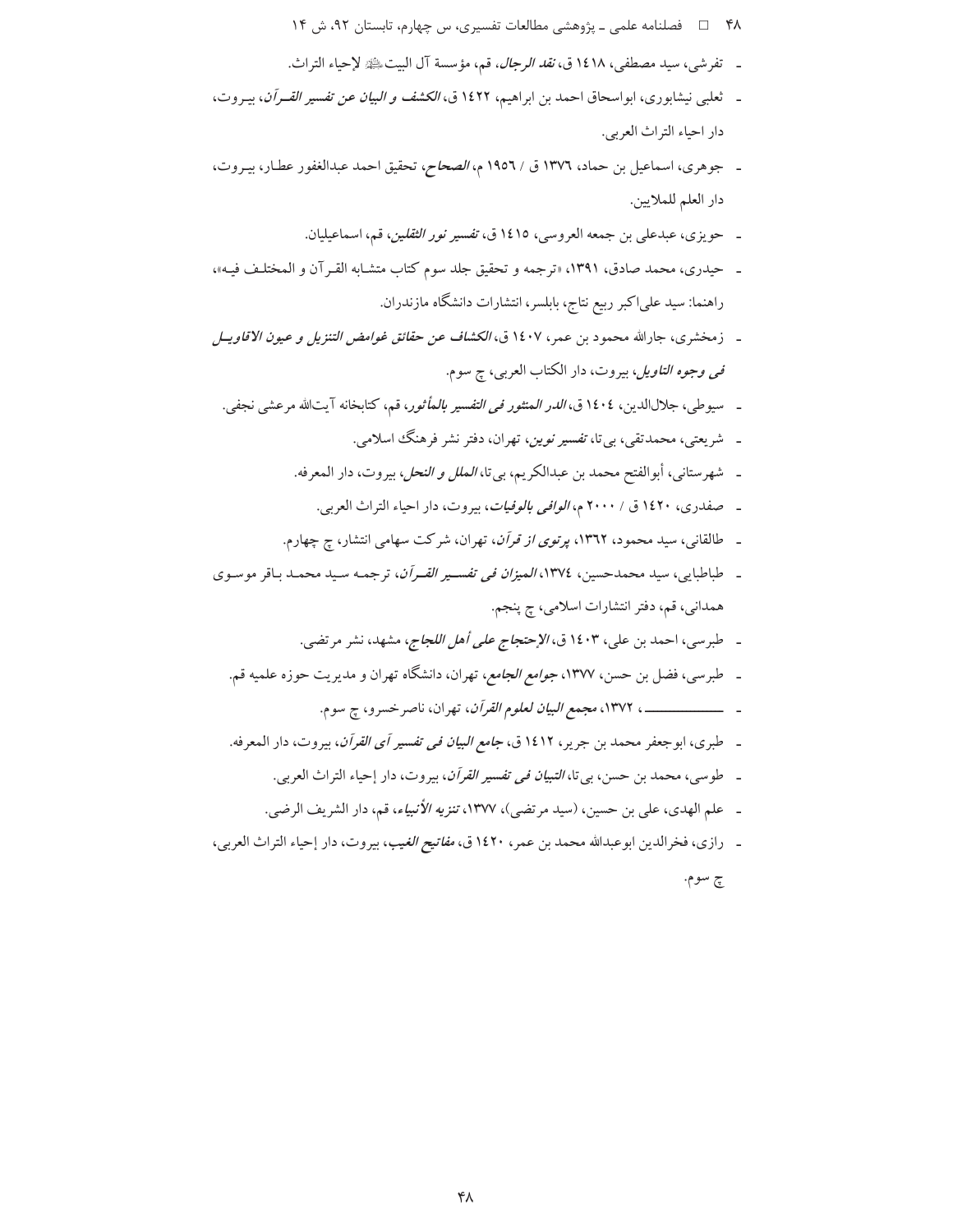- تفرشی، سید مصطفی، ١٤١٨ ق، *نقد الرجال*، قم، مؤسسة آل البيت علیهم السلام لإحياء التراث.
- ثعلبی نیشابوری، ابواسحاق احمد بن ابراهیم، ١٤٢٢ ق، *الکشف و البیان عن تفسیر القرآن*، بیروت، دار احیاء التراث العربی.
- جوهری، اسماعیل بن حماد، ١٣٧٦ ق / ١٩٥٦ م، *الصحاح*، تحقیق احمد عبدالغفور عطار، بیروت، دار العلم للملایین.
- حویزی، عبدعلی بن جمعه العروسی، ١٤١٥ ق، *تفسیر نور الثقلین*، قم، اسماعیلیان.
- حیدری، محمد صادق، ١٣٩١، «ترجمه و تحقیق جلد سوم کتاب متشابه القرآن و المختلف فیه»، راهنما: سید علی‌اکبر ربیع نتاج، بابلسر، انتشارات دانشگاه مازندران.
- زمخشری، جارالله محمود بن عمر، ١٤٠٧ ق، *الکشاف عن حقائق غوامض التنزیل و عیون الاقاویل فی وجوه التاویل*، بیروت، دار الکتاب العربی، چ سوم.
- سیوطی، جلال‌الدین، ١٤٠٤ ق، *الدر المنثور فی التفسیر بالمأثور*، قم، کتابخانه آیت‌الله مرعشی نجفی.
- شریعتی، محمدتقی، بی‌تا، *تفسیر نوین*، تهران، دفتر نشر فرهنگ اسلامی.
- شهرستانی، أبوالفتح محمد بن عبدالکریم، بی‌تا، *الملل و النحل*، بیروت، دار المعرفه.
- صفدری، ١٤٢٠ ق / ٢٠٠٠ م، *الوافی بالوفیات*، بیروت، دار احیاء التراث العربی.
- طالقانی، سید محمود، ١٣٦٢، *پرتوی از قرآن*، تهران، شرکت سهامی انتشار، چ چهارم.
- طباطبایی، سید محمدحسین، ١٣٧٤، *المیزان فی تفسیر القرآن*، ترجمه سید محمد باقر موسوی همدانی، قم، دفتر انتشارات اسلامی، چ پنجم.
- طبرسی، احمد بن علی، ١٤٠٣ ق، *الإحتجاج علی أهل اللجاج*، مشهد، نشر مرتضی.
- طبرسی، فضل بن حسن، ١٣٧٧، *جوامع الجامع*، تهران، دانشگاه تهران و مدیریت حوزه علمیه قم.
- ــــــــــــــ، ١٣٧٢، *مجمع البیان لعلوم القرآن*، تهران، ناصرخسرو، چ سوم.
- طبری، ابوجعفر محمد بن جریر، ١٤١٢ ق، *جامع البیان فی تفسیر آی القرآن*، بیروت، دار المعرفه.
- طوسی، محمد بن حسن، بی‌تا، *التبیان فی تفسیر القرآن*، بیروت، دار إحیاء التراث العربی.
- علم الهدی، علی بن حسین، (سید مرتضی)، ١٣٧٧، *تنزیه الأنبیاء*، قم، دار الشریف الرضی.
- رازی، فخرالدین ابوعبدالله محمد بن عمر، ١٤٢٠ ق، *مفاتیح الغیب*، بیروت، دار إحیاء التراث العربی، چ سوم.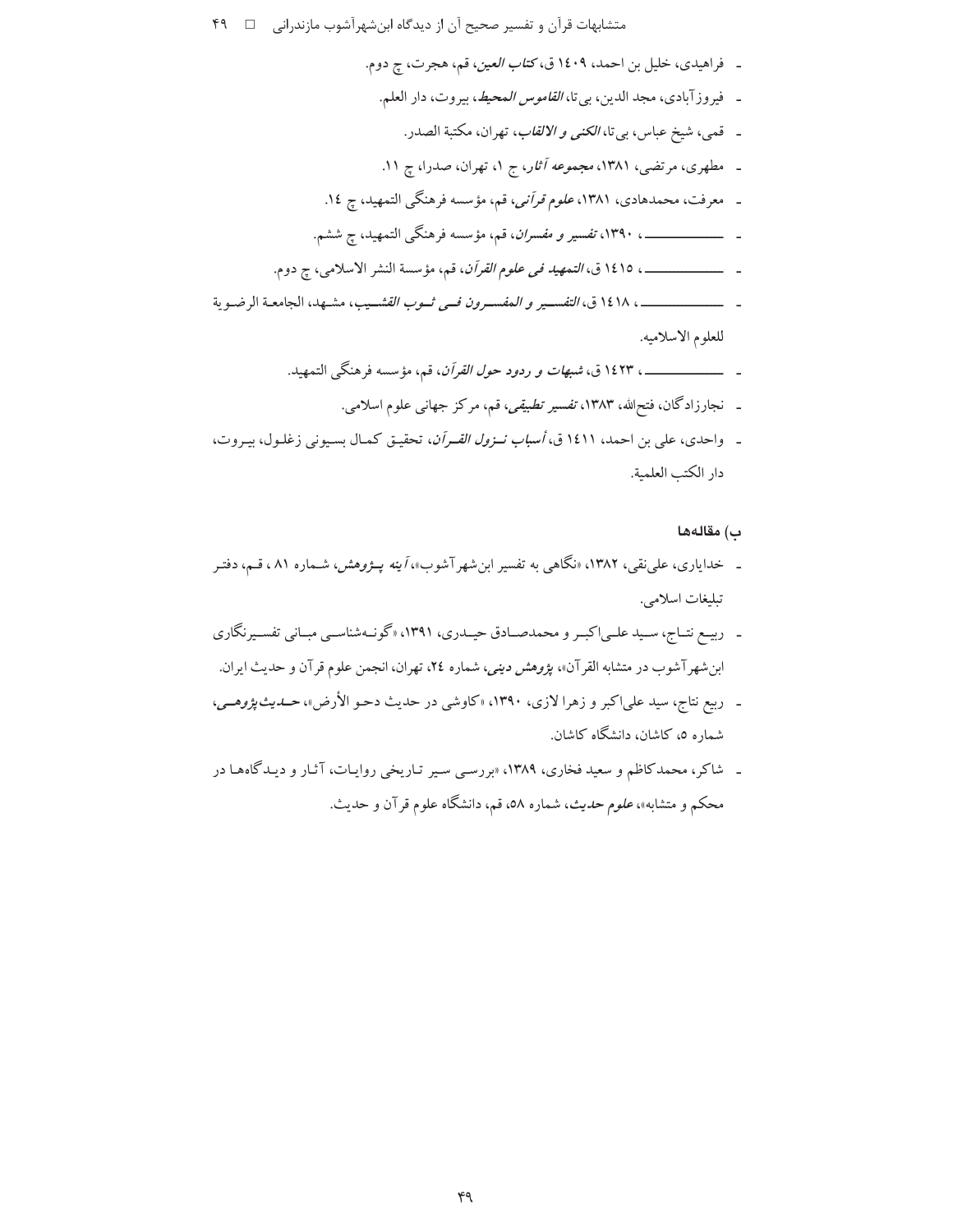- فراهیدی، خلیل بن احمد، ۱٤۰۹ ق، *کتاب العین*، قم، هجرت، چ دوم.
- فیروزآبادی، مجد الدین، بی‌تا، *القاموس المحیط*، بیروت، دار العلم.
- قمی، شیخ عباس، بی‌تا، *الکنی و الالقاب*، تهران، مکتبة الصدر.
- مطهری، مرتضی، ۱۳۸۱، *مجموعه آثار*، ج ۱، تهران، صدرا، چ ۱۱.
- معرفت، محمدهادی، ۱۳۸۱، *علوم قرآنی*، قم، مؤسسه فرهنگی التمهید، چ ۱٤.
- ــــــــــــــ، ۱۳۹۰، *تفسیر و مفسران*، قم، مؤسسه فرهنگی التمهید، چ ششم.
- ــــــــــــــ، ۱٤۱٥ ق، *التمهید فی علوم القرآن*، قم، مؤسسة النشر الاسلامی، چ دوم.
- ــــــــــــــ، ۱٤۱۸ ق، *التفسیر و المفسرون فی ثوب القشیب*، مشهد، الجامعة الرضویة للعلوم الاسلامیه.
- ــــــــــــــ، ۱٤۲۳ ق، *شبهات و ردود حول القرآن*، قم، مؤسسه فرهنگی التمهید.
- نجارزادگان، فتح‌الله، ۱۳۸۳، *تفسیر تطبیقی*، قم، مرکز جهانی علوم اسلامی.
- واحدی، علی بن احمد، ۱٤۱۱ ق، *أسباب نزول القرآن*، تحقیق کمال بسیونی زغلول، بیروت، دار الکتب العلمیة.

### ب) مقاله‌ها

- خدایاری، علی‌نقی، ۱۳۸۲، «نگاهی به تفسیر ابن‌شهرآشوب»، *آینه پژوهش*، شماره ۸۱، قم، دفتر تبلیغات اسلامی.
- ربیع نتاج، سید علی‌اکبر و محمدصادق حیدری، ۱۳۹۱، «گونه‌شناسی مبانی تفسیرنگاری ابن‌شهرآشوب در متشابه القرآن»، *پژوهش دینی*، شماره ۲٤، تهران، انجمن علوم قرآن و حدیث ایران.
- ربیع نتاج، سید علی‌اکبر و زهرا لازی، ۱۳۹۰، «کاوشی در حدیث دحو الأرض»، *حدیث‌پژوهی*، شماره ٥، کاشان، دانشگاه کاشان.
- شاکر، محمدکاظم و سعید فخاری، ۱۳۸۹، «بررسی سیر تاریخی روایات، آثار و دیدگاه‌ها در محکم و متشابه»، *علوم حدیث*، شماره ٥۸، قم، دانشگاه علوم قرآن و حدیث.